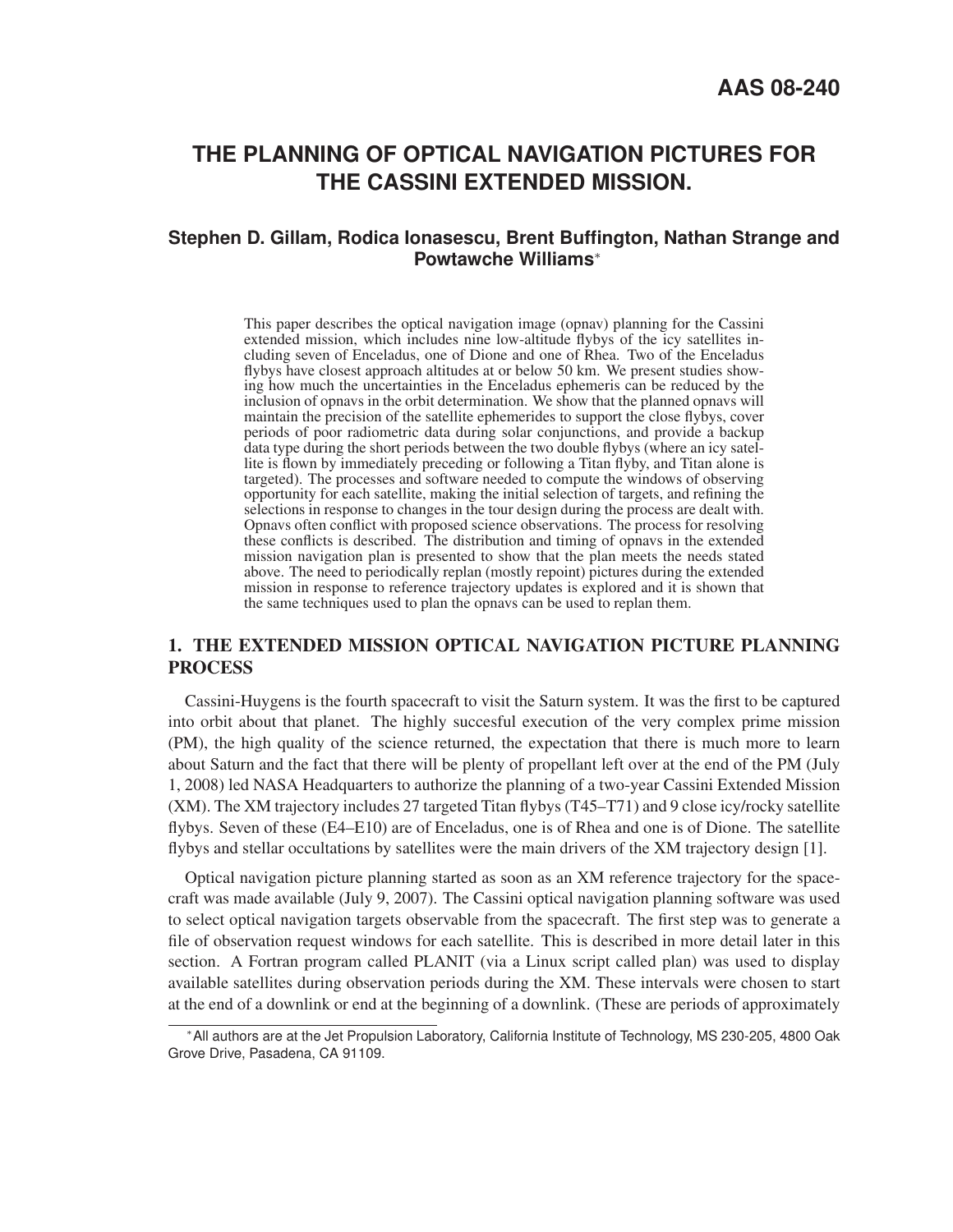AAS 08-240

# THE PLANNING OF OPTICAL NAVIGATION PICTURES FOR THE CASSINI EXTENDED MISSION.

**Stephen D. Gillam, Rodica Ionasescu, Brent Buffington, Nathan Strange and Powtawche Williams***

This paper describes the optical navigation image (opnav) planning for the Cassini extended mission, which includes nine low-altitude flybys of the icy satellites including seven of Enceladus, one of Dione and one of Rhea. Two of the Enceladus flybys have closest approach altitudes at or below 50 km. We present studies showing how much the uncertainties in the Enceladus ephemeris can be reduced by the inclusion of opnavs in the orbit determination. We show that the planned opnavs will maintain the precision of the satellite ephemerides to support the close flybys, cover periods of poor radiometric data during solar conjunctions, and provide a backup data type during the short periods between the two double flybys (where an icy satellite is flown by immediately preceding or following a Titan flyby, and Titan alone is targeted). The processes and software needed to compute the windows of observing opportunity for each satellite, making the initial selection of targets, and refining the selections in response to changes in the tour design during the process are dealt with. Opnavs often conflict with proposed science observations. The process for resolving these conflicts is described. The distribution and timing of opnavs in the extended mission navigation plan is presented to show that the plan meets the needs stated above. The need to periodically replan (mostly repoint) pictures during the extended mission in response to reference trajectory updates is explored and it is shown that the same techniques used to plan the opnavs can be used to replan them.

## 1. THE EXTENDED MISSION OPTICAL NAVIGATION PICTURE PLANNING PROCESS

Cassini-Huygens is the fourth spacecraft to visit the Saturn system. It was the first to be captured into orbit about that planet. The highly succesful execution of the very complex prime mission (PM), the high quality of the science returned, the expectation that there is much more to learn about Saturn and the fact that there will be plenty of propellant left over at the end of the PM (July 1, 2008) led NASA Headquarters to authorize the planning of a two-year Cassini Extended Mission (XM). The XM trajectory includes 27 targeted Titan flybys (T45–T71) and 9 close icy/rocky satellite flybys. Seven of these (E4–E10) are of Enceladus, one is of Rhea and one is of Dione. The satellite flybys and stellar occultations by satellites were the main drivers of the XM trajectory design [1].

Optical navigation picture planning started as soon as an XM reference trajectory for the spacecraft was made available (July 9, 2007). The Cassini optical navigation planning software was used to select optical navigation targets observable from the spacecraft. The first step was to generate a file of observation request windows for each satellite. This is described in more detail later in this section. A Fortran program called PLANIT (via a Linux script called plan) was used to display available satellites during observation periods during the XM. These intervals were chosen to start at the end of a downlink or end at the beginning of a downlink. (These are periods of approximately

*All authors are at the Jet Propulsion Laboratory, California Institute of Technology, MS 230-205, 4800 Oak Grove Drive, Pasadena, CA 91109.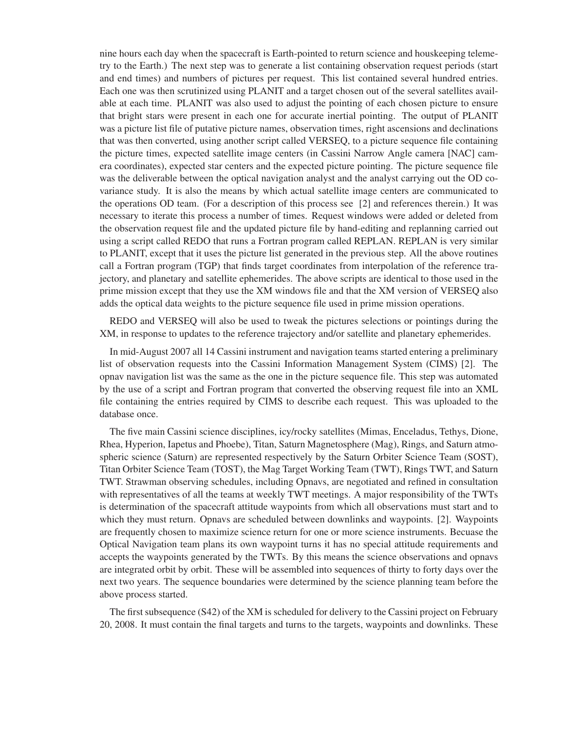nine hours each day when the spacecraft is Earth-pointed to return science and houskeeping telemetry to the Earth.) The next step was to generate a list containing observation request periods (start and end times) and numbers of pictures per request. This list contained several hundred entries. Each one was then scrutinized using PLANIT and a target chosen out of the several satellites available at each time. PLANIT was also used to adjust the pointing of each chosen picture to ensure that bright stars were present in each one for accurate inertial pointing. The output of PLANIT was a picture list file of putative picture names, observation times, right ascensions and declinations that was then converted, using another script called VERSEQ, to a picture sequence file containing the picture times, expected satellite image centers (in Cassini Narrow Angle camera [NAC] camera coordinates), expected star centers and the expected picture pointing. The picture sequence file was the deliverable between the optical navigation analyst and the analyst carrying out the OD covariance study. It is also the means by which actual satellite image centers are communicated to the operations OD team. (For a description of this process see [2] and references therein.) It was necessary to iterate this process a number of times. Request windows were added or deleted from the observation request file and the updated picture file by hand-editing and replanning carried out using a script called REDO that runs a Fortran program called REPLAN. REPLAN is very similar to PLANIT, except that it uses the picture list generated in the previous step. All the above routines call a Fortran program (TGP) that finds target coordinates from interpolation of the reference trajectory, and planetary and satellite ephemerides. The above scripts are identical to those used in the prime mission except that they use the XM windows file and that the XM version of VERSEQ also adds the optical data weights to the picture sequence file used in prime mission operations.

REDO and VERSEQ will also be used to tweak the pictures selections or pointings during the XM, in response to updates to the reference trajectory and/or satellite and planetary ephemerides.

In mid-August 2007 all 14 Cassini instrument and navigation teams started entering a preliminary list of observation requests into the Cassini Information Management System (CIMS) [2]. The opnav navigation list was the same as the one in the picture sequence file. This step was automated by the use of a script and Fortran program that converted the observing request file into an XML file containing the entries required by CIMS to describe each request. This was uploaded to the database once.

The five main Cassini science disciplines, icy/rocky satellites (Mimas, Enceladus, Tethys, Dione, Rhea, Hyperion, Iapetus and Phoebe), Titan, Saturn Magnetosphere (Mag), Rings, and Saturn atmospheric science (Saturn) are represented respectively by the Saturn Orbiter Science Team (SOST), Titan Orbiter Science Team (TOST), the Mag Target Working Team (TWT), Rings TWT, and Saturn TWT. Strawman observing schedules, including Opnavs, are negotiated and refined in consultation with representatives of all the teams at weekly TWT meetings. A major responsibility of the TWTs is determination of the spacecraft attitude waypoints from which all observations must start and to which they must return. Opnavs are scheduled between downlinks and waypoints. [2]. Waypoints are frequently chosen to maximize science return for one or more science instruments. Becuase the Optical Navigation team plans its own waypoint turns it has no special attitude requirements and accepts the waypoints generated by the TWTs. By this means the science observations and opnavs are integrated orbit by orbit. These will be assembled into sequences of thirty to forty days over the next two years. The sequence boundaries were determined by the science planning team before the above process started.

The first subsequence (S42) of the XM is scheduled for delivery to the Cassini project on February 20, 2008. It must contain the final targets and turns to the targets, waypoints and downlinks. These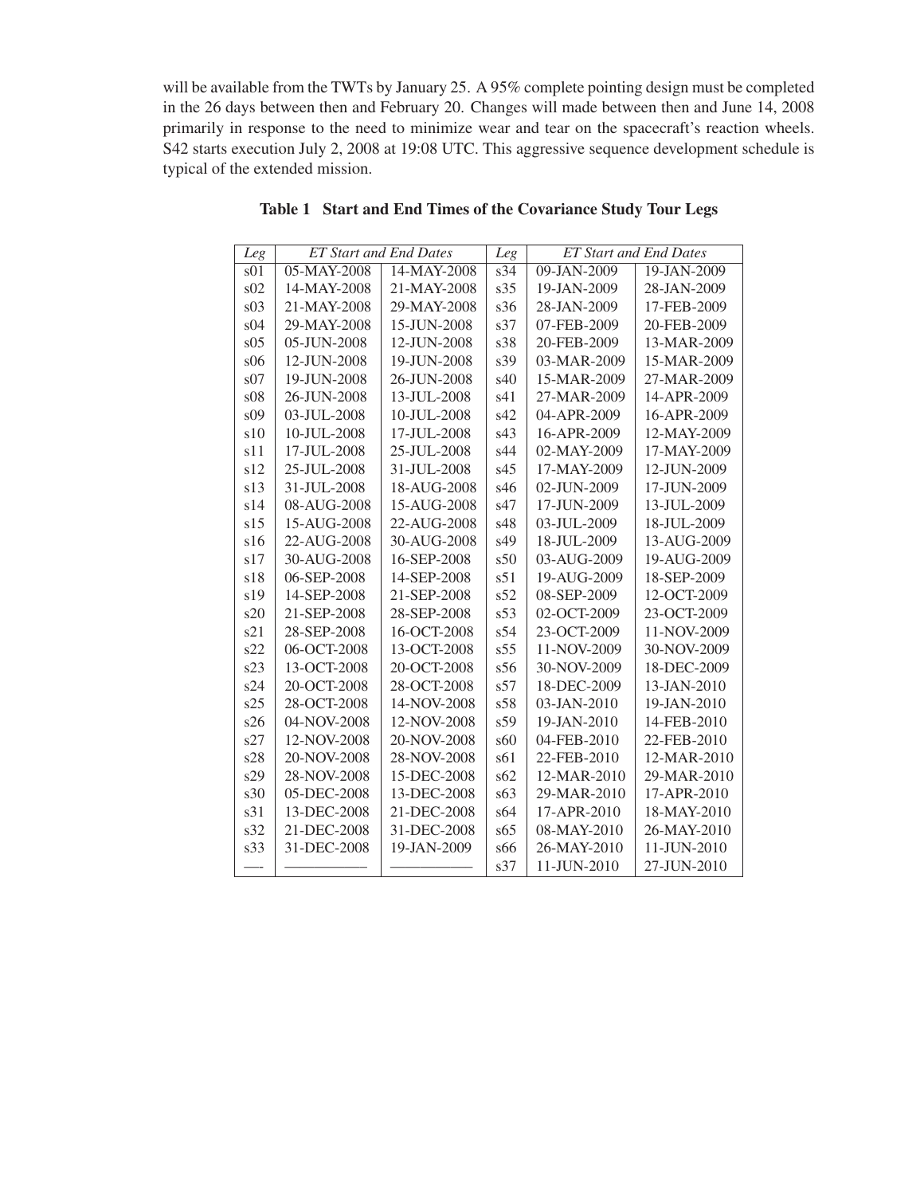will be available from the TWTs by January 25. A 95% complete pointing design must be completed in the 26 days between then and February 20. Changes will made between then and June 14, 2008 primarily in response to the need to minimize wear and tear on the spacecraft's reaction wheels. S42 starts execution July 2, 2008 at 19:08 UTC. This aggressive sequence development schedule is typical of the extended mission.

**Table 1 Start and End Times of the Covariance Study Tour Legs**

| *Leg* | *ET Start and End Dates* | | *Leg* | *ET Start and End Dates* | |
|---|---|---|---|---|---|
| s01 | 05-MAY-2008 | 14-MAY-2008 | s34 | 09-JAN-2009 | 19-JAN-2009 |
| s02 | 14-MAY-2008 | 21-MAY-2008 | s35 | 19-JAN-2009 | 28-JAN-2009 |
| s03 | 21-MAY-2008 | 29-MAY-2008 | s36 | 28-JAN-2009 | 17-FEB-2009 |
| s04 | 29-MAY-2008 | 15-JUN-2008 | s37 | 07-FEB-2009 | 20-FEB-2009 |
| s05 | 05-JUN-2008 | 12-JUN-2008 | s38 | 20-FEB-2009 | 13-MAR-2009 |
| s06 | 12-JUN-2008 | 19-JUN-2008 | s39 | 03-MAR-2009 | 15-MAR-2009 |
| s07 | 19-JUN-2008 | 26-JUN-2008 | s40 | 15-MAR-2009 | 27-MAR-2009 |
| s08 | 26-JUN-2008 | 13-JUL-2008 | s41 | 27-MAR-2009 | 14-APR-2009 |
| s09 | 03-JUL-2008 | 10-JUL-2008 | s42 | 04-APR-2009 | 16-APR-2009 |
| s10 | 10-JUL-2008 | 17-JUL-2008 | s43 | 16-APR-2009 | 12-MAY-2009 |
| s11 | 17-JUL-2008 | 25-JUL-2008 | s44 | 02-MAY-2009 | 17-MAY-2009 |
| s12 | 25-JUL-2008 | 31-JUL-2008 | s45 | 17-MAY-2009 | 12-JUN-2009 |
| s13 | 31-JUL-2008 | 18-AUG-2008 | s46 | 02-JUN-2009 | 17-JUN-2009 |
| s14 | 08-AUG-2008 | 15-AUG-2008 | s47 | 17-JUN-2009 | 13-JUL-2009 |
| s15 | 15-AUG-2008 | 22-AUG-2008 | s48 | 03-JUL-2009 | 18-JUL-2009 |
| s16 | 22-AUG-2008 | 30-AUG-2008 | s49 | 18-JUL-2009 | 13-AUG-2009 |
| s17 | 30-AUG-2008 | 16-SEP-2008 | s50 | 03-AUG-2009 | 19-AUG-2009 |
| s18 | 06-SEP-2008 | 14-SEP-2008 | s51 | 19-AUG-2009 | 18-SEP-2009 |
| s19 | 14-SEP-2008 | 21-SEP-2008 | s52 | 08-SEP-2009 | 12-OCT-2009 |
| s20 | 21-SEP-2008 | 28-SEP-2008 | s53 | 02-OCT-2009 | 23-OCT-2009 |
| s21 | 28-SEP-2008 | 16-OCT-2008 | s54 | 23-OCT-2009 | 11-NOV-2009 |
| s22 | 06-OCT-2008 | 13-OCT-2008 | s55 | 11-NOV-2009 | 30-NOV-2009 |
| s23 | 13-OCT-2008 | 20-OCT-2008 | s56 | 30-NOV-2009 | 18-DEC-2009 |
| s24 | 20-OCT-2008 | 28-OCT-2008 | s57 | 18-DEC-2009 | 13-JAN-2010 |
| s25 | 28-OCT-2008 | 14-NOV-2008 | s58 | 03-JAN-2010 | 19-JAN-2010 |
| s26 | 04-NOV-2008 | 12-NOV-2008 | s59 | 19-JAN-2010 | 14-FEB-2010 |
| s27 | 12-NOV-2008 | 20-NOV-2008 | s60 | 04-FEB-2010 | 22-FEB-2010 |
| s28 | 20-NOV-2008 | 28-NOV-2008 | s61 | 22-FEB-2010 | 12-MAR-2010 |
| s29 | 28-NOV-2008 | 15-DEC-2008 | s62 | 12-MAR-2010 | 29-MAR-2010 |
| s30 | 05-DEC-2008 | 13-DEC-2008 | s63 | 29-MAR-2010 | 17-APR-2010 |
| s31 | 13-DEC-2008 | 21-DEC-2008 | s64 | 17-APR-2010 | 18-MAY-2010 |
| s32 | 21-DEC-2008 | 31-DEC-2008 | s65 | 08-MAY-2010 | 26-MAY-2010 |
| s33 | 31-DEC-2008 | 19-JAN-2009 | s66 | 26-MAY-2010 | 11-JUN-2010 |
| —- | ————— | ————— | s37 | 11-JUN-2010 | 27-JUN-2010 |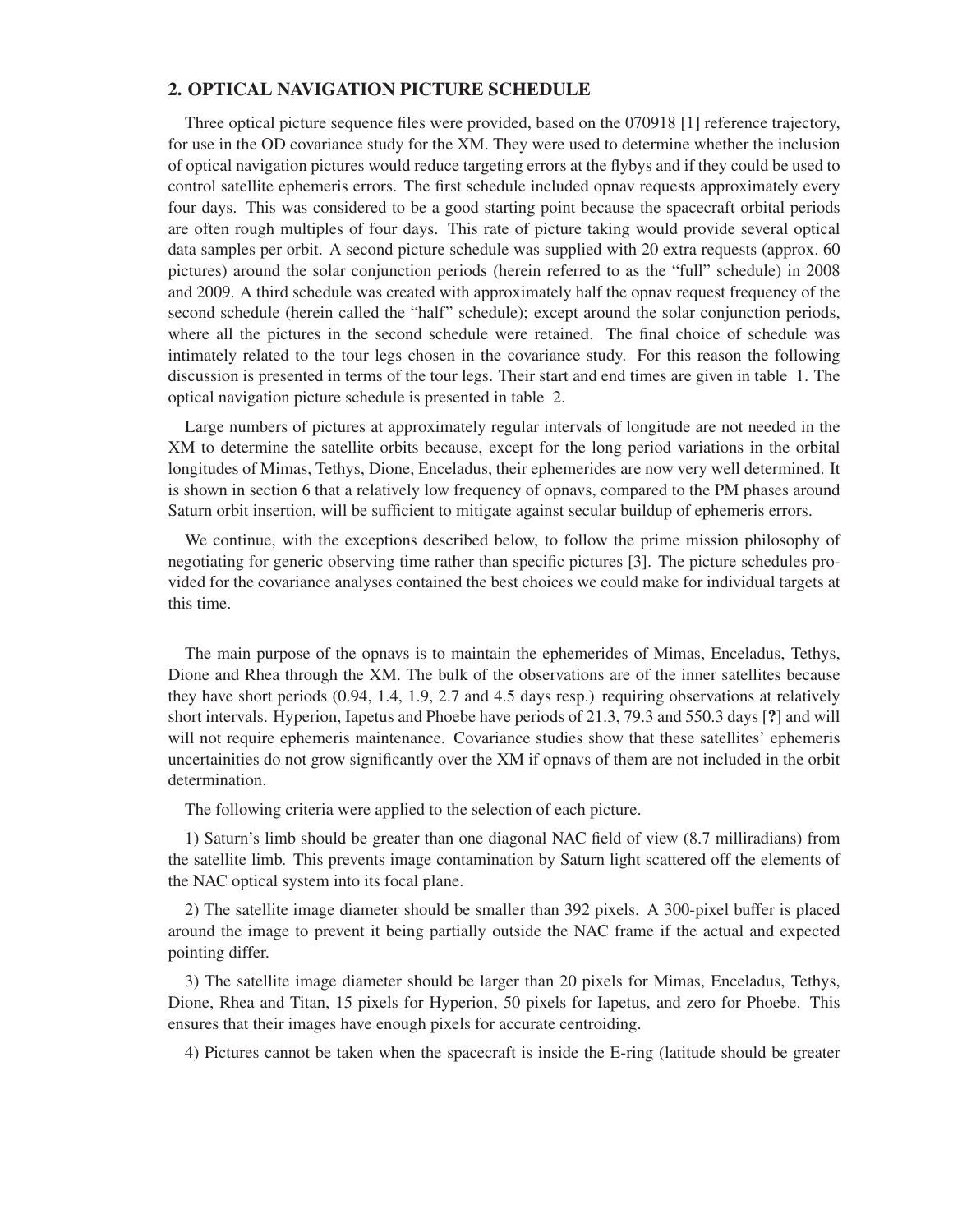## 2. OPTICAL NAVIGATION PICTURE SCHEDULE

Three optical picture sequence files were provided, based on the 070918 [1] reference trajectory, for use in the OD covariance study for the XM. They were used to determine whether the inclusion of optical navigation pictures would reduce targeting errors at the flybys and if they could be used to control satellite ephemeris errors. The first schedule included opnav requests approximately every four days. This was considered to be a good starting point because the spacecraft orbital periods are often rough multiples of four days. This rate of picture taking would provide several optical data samples per orbit. A second picture schedule was supplied with 20 extra requests (approx. 60 pictures) around the solar conjunction periods (herein referred to as the "full" schedule) in 2008 and 2009. A third schedule was created with approximately half the opnav request frequency of the second schedule (herein called the "half" schedule); except around the solar conjunction periods, where all the pictures in the second schedule were retained. The final choice of schedule was intimately related to the tour legs chosen in the covariance study. For this reason the following discussion is presented in terms of the tour legs. Their start and end times are given in table 1. The optical navigation picture schedule is presented in table 2.

Large numbers of pictures at approximately regular intervals of longitude are not needed in the XM to determine the satellite orbits because, except for the long period variations in the orbital longitudes of Mimas, Tethys, Dione, Enceladus, their ephemerides are now very well determined. It is shown in section 6 that a relatively low frequency of opnavs, compared to the PM phases around Saturn orbit insertion, will be sufficient to mitigate against secular buildup of ephemeris errors.

We continue, with the exceptions described below, to follow the prime mission philosophy of negotiating for generic observing time rather than specific pictures [3]. The picture schedules provided for the covariance analyses contained the best choices we could make for individual targets at this time.

The main purpose of the opnavs is to maintain the ephemerides of Mimas, Enceladus, Tethys, Dione and Rhea through the XM. The bulk of the observations are of the inner satellites because they have short periods (0.94, 1.4, 1.9, 2.7 and 4.5 days resp.) requiring observations at relatively short intervals. Hyperion, Iapetus and Phoebe have periods of 21.3, 79.3 and 550.3 days [**?**] and will will not require ephemeris maintenance. Covariance studies show that these satellites' ephemeris uncertainities do not grow significantly over the XM if opnavs of them are not included in the orbit determination.

The following criteria were applied to the selection of each picture.

1) Saturn's limb should be greater than one diagonal NAC field of view (8.7 milliradians) from the satellite limb. This prevents image contamination by Saturn light scattered off the elements of the NAC optical system into its focal plane.

2) The satellite image diameter should be smaller than 392 pixels. A 300-pixel buffer is placed around the image to prevent it being partially outside the NAC frame if the actual and expected pointing differ.

3) The satellite image diameter should be larger than 20 pixels for Mimas, Enceladus, Tethys, Dione, Rhea and Titan, 15 pixels for Hyperion, 50 pixels for Iapetus, and zero for Phoebe. This ensures that their images have enough pixels for accurate centroiding.

4) Pictures cannot be taken when the spacecraft is inside the E-ring (latitude should be greater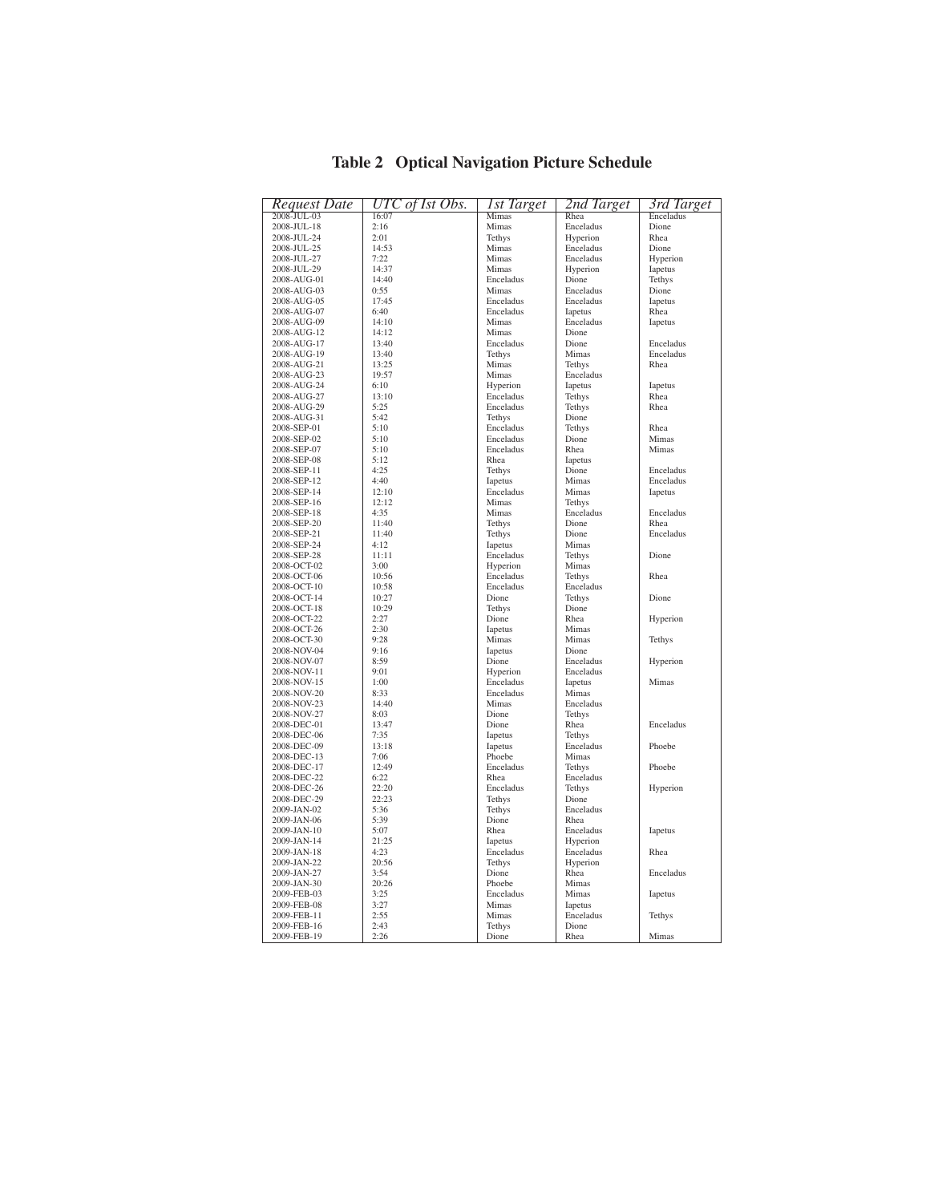**Table 2   Optical Navigation Picture Schedule**

| *Request Date* | *UTC of Ist Obs.* | *1st Target* | *2nd Target* | *3rd Target* |
|---|---|---|---|---|
| 2008-JUL-03 | 16:07 | Mimas | Rhea | Enceladus |
| 2008-JUL-18 | 2:16 | Mimas | Enceladus | Dione |
| 2008-JUL-24 | 2:01 | Tethys | Hyperion | Rhea |
| 2008-JUL-25 | 14:53 | Mimas | Enceladus | Dione |
| 2008-JUL-27 | 7:22 | Mimas | Enceladus | Hyperion |
| 2008-JUL-29 | 14:37 | Mimas | Hyperion | Iapetus |
| 2008-AUG-01 | 14:40 | Enceladus | Dione | Tethys |
| 2008-AUG-03 | 0:55 | Mimas | Enceladus | Dione |
| 2008-AUG-05 | 17:45 | Enceladus | Enceladus | Iapetus |
| 2008-AUG-07 | 6:40 | Enceladus | Iapetus | Rhea |
| 2008-AUG-09 | 14:10 | Mimas | Enceladus | Iapetus |
| 2008-AUG-12 | 14:12 | Mimas | Dione | |
| 2008-AUG-17 | 13:40 | Enceladus | Dione | Enceladus |
| 2008-AUG-19 | 13:40 | Tethys | Mimas | Enceladus |
| 2008-AUG-21 | 13:25 | Mimas | Tethys | Rhea |
| 2008-AUG-23 | 19:57 | Mimas | Enceladus | |
| 2008-AUG-24 | 6:10 | Hyperion | Iapetus | Iapetus |
| 2008-AUG-27 | 13:10 | Enceladus | Tethys | Rhea |
| 2008-AUG-29 | 5:25 | Enceladus | Tethys | Rhea |
| 2008-AUG-31 | 5:42 | Tethys | Dione | |
| 2008-SEP-01 | 5:10 | Enceladus | Tethys | Rhea |
| 2008-SEP-02 | 5:10 | Enceladus | Dione | Mimas |
| 2008-SEP-07 | 5:10 | Enceladus | Rhea | Mimas |
| 2008-SEP-08 | 5:12 | Rhea | Iapetus | |
| 2008-SEP-11 | 4:25 | Tethys | Dione | Enceladus |
| 2008-SEP-12 | 4:40 | Iapetus | Mimas | Enceladus |
| 2008-SEP-14 | 12:10 | Enceladus | Mimas | Iapetus |
| 2008-SEP-16 | 12:12 | Mimas | Tethys | |
| 2008-SEP-18 | 4:35 | Mimas | Enceladus | Enceladus |
| 2008-SEP-20 | 11:40 | Tethys | Dione | Rhea |
| 2008-SEP-21 | 11:40 | Tethys | Dione | Enceladus |
| 2008-SEP-24 | 4:12 | Iapetus | Mimas | |
| 2008-SEP-28 | 11:11 | Enceladus | Tethys | Dione |
| 2008-OCT-02 | 3:00 | Hyperion | Mimas | |
| 2008-OCT-06 | 10:56 | Enceladus | Tethys | Rhea |
| 2008-OCT-10 | 10:58 | Enceladus | Enceladus | |
| 2008-OCT-14 | 10:27 | Dione | Tethys | Dione |
| 2008-OCT-18 | 10:29 | Tethys | Dione | |
| 2008-OCT-22 | 2:27 | Dione | Rhea | Hyperion |
| 2008-OCT-26 | 2:30 | Iapetus | Mimas | |
| 2008-OCT-30 | 9:28 | Mimas | Mimas | Tethys |
| 2008-NOV-04 | 9:16 | Iapetus | Dione | |
| 2008-NOV-07 | 8:59 | Dione | Enceladus | Hyperion |
| 2008-NOV-11 | 9:01 | Hyperion | Enceladus | |
| 2008-NOV-15 | 1:00 | Enceladus | Iapetus | Mimas |
| 2008-NOV-20 | 8:33 | Enceladus | Mimas | |
| 2008-NOV-23 | 14:40 | Mimas | Enceladus | |
| 2008-NOV-27 | 8:03 | Dione | Tethys | |
| 2008-DEC-01 | 13:47 | Dione | Rhea | Enceladus |
| 2008-DEC-06 | 7:35 | Iapetus | Tethys | |
| 2008-DEC-09 | 13:18 | Iapetus | Enceladus | Phoebe |
| 2008-DEC-13 | 7:06 | Phoebe | Mimas | |
| 2008-DEC-17 | 12:49 | Enceladus | Tethys | Phoebe |
| 2008-DEC-22 | 6:22 | Rhea | Enceladus | |
| 2008-DEC-26 | 22:20 | Enceladus | Tethys | Hyperion |
| 2008-DEC-29 | 22:23 | Tethys | Dione | |
| 2009-JAN-02 | 5:36 | Tethys | Enceladus | |
| 2009-JAN-06 | 5:39 | Dione | Rhea | |
| 2009-JAN-10 | 5:07 | Rhea | Enceladus | Iapetus |
| 2009-JAN-14 | 21:25 | Iapetus | Hyperion | |
| 2009-JAN-18 | 4:23 | Enceladus | Enceladus | Rhea |
| 2009-JAN-22 | 20:56 | Tethys | Hyperion | |
| 2009-JAN-27 | 3:54 | Dione | Rhea | Enceladus |
| 2009-JAN-30 | 20:26 | Phoebe | Mimas | |
| 2009-FEB-03 | 3:25 | Enceladus | Mimas | Iapetus |
| 2009-FEB-08 | 3:27 | Mimas | Iapetus | |
| 2009-FEB-11 | 2:55 | Mimas | Enceladus | Tethys |
| 2009-FEB-16 | 2:43 | Tethys | Dione | |
| 2009-FEB-19 | 2:26 | Dione | Rhea | Mimas |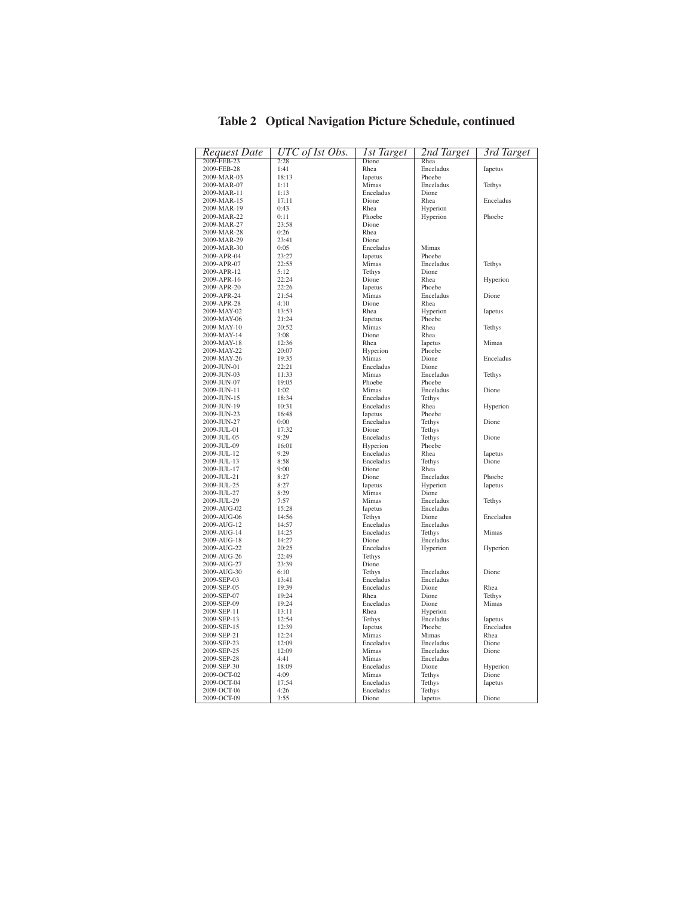**Table 2 Optical Navigation Picture Schedule, continued**

| *Request Date* | *UTC of Ist Obs.* | *1st Target* | *2nd Target* | *3rd Target* |
|---|---|---|---|---|
| 2009-FEB-23 | 2:28 | Dione | Rhea | |
| 2009-FEB-28 | 1:41 | Rhea | Enceladus | Iapetus |
| 2009-MAR-03 | 18:13 | Iapetus | Phoebe | |
| 2009-MAR-07 | 1:11 | Mimas | Enceladus | Tethys |
| 2009-MAR-11 | 1:13 | Enceladus | Dione | |
| 2009-MAR-15 | 17:11 | Dione | Rhea | Enceladus |
| 2009-MAR-19 | 0:43 | Rhea | Hyperion | |
| 2009-MAR-22 | 0:11 | Phoebe | Hyperion | Phoebe |
| 2009-MAR-27 | 23:58 | Dione | | |
| 2009-MAR-28 | 0:26 | Rhea | | |
| 2009-MAR-29 | 23:41 | Dione | | |
| 2009-MAR-30 | 0:05 | Enceladus | Mimas | |
| 2009-APR-04 | 23:27 | Iapetus | Phoebe | |
| 2009-APR-07 | 22:55 | Mimas | Enceladus | Tethys |
| 2009-APR-12 | 5:12 | Tethys | Dione | |
| 2009-APR-16 | 22:24 | Dione | Rhea | Hyperion |
| 2009-APR-20 | 22:26 | Iapetus | Phoebe | |
| 2009-APR-24 | 21:54 | Mimas | Enceladus | Dione |
| 2009-APR-28 | 4:10 | Dione | Rhea | |
| 2009-MAY-02 | 13:53 | Rhea | Hyperion | Iapetus |
| 2009-MAY-06 | 21:24 | Iapetus | Phoebe | |
| 2009-MAY-10 | 20:52 | Mimas | Rhea | Tethys |
| 2009-MAY-14 | 3:08 | Dione | Rhea | |
| 2009-MAY-18 | 12:36 | Rhea | Iapetus | Mimas |
| 2009-MAY-22 | 20:07 | Hyperion | Phoebe | |
| 2009-MAY-26 | 19:35 | Mimas | Dione | Enceladus |
| 2009-JUN-01 | 22:21 | Enceladus | Dione | |
| 2009-JUN-03 | 11:33 | Mimas | Enceladus | Tethys |
| 2009-JUN-07 | 19:05 | Phoebe | Phoebe | |
| 2009-JUN-11 | 1:02 | Mimas | Enceladus | Dione |
| 2009-JUN-15 | 18:34 | Enceladus | Tethys | |
| 2009-JUN-19 | 10:31 | Enceladus | Rhea | Hyperion |
| 2009-JUN-23 | 16:48 | Iapetus | Phoebe | |
| 2009-JUN-27 | 0:00 | Enceladus | Tethys | Dione |
| 2009-JUL-01 | 17:32 | Dione | Tethys | |
| 2009-JUL-05 | 9:29 | Enceladus | Tethys | Dione |
| 2009-JUL-09 | 16:01 | Hyperion | Phoebe | |
| 2009-JUL-12 | 9:29 | Enceladus | Rhea | Iapetus |
| 2009-JUL-13 | 8:58 | Enceladus | Tethys | Dione |
| 2009-JUL-17 | 9:00 | Dione | Rhea | |
| 2009-JUL-21 | 8:27 | Dione | Enceladus | Phoebe |
| 2009-JUL-25 | 8:27 | Iapetus | Hyperion | Iapetus |
| 2009-JUL-27 | 8:29 | Mimas | Dione | |
| 2009-JUL-29 | 7:57 | Mimas | Enceladus | Tethys |
| 2009-AUG-02 | 15:28 | Iapetus | Enceladus | |
| 2009-AUG-06 | 14:56 | Tethys | Dione | Enceladus |
| 2009-AUG-12 | 14:57 | Enceladus | Enceladus | |
| 2009-AUG-14 | 14:25 | Enceladus | Tethys | Mimas |
| 2009-AUG-18 | 14:27 | Dione | Enceladus | |
| 2009-AUG-22 | 20:25 | Enceladus | Hyperion | Hyperion |
| 2009-AUG-26 | 22:49 | Tethys | | |
| 2009-AUG-27 | 23:39 | Dione | | |
| 2009-AUG-30 | 6:10 | Tethys | Enceladus | Dione |
| 2009-SEP-03 | 13:41 | Enceladus | Enceladus | |
| 2009-SEP-05 | 19:39 | Enceladus | Dione | Rhea |
| 2009-SEP-07 | 19:24 | Rhea | Dione | Tethys |
| 2009-SEP-09 | 19:24 | Enceladus | Dione | Mimas |
| 2009-SEP-11 | 13:11 | Rhea | Hyperion | |
| 2009-SEP-13 | 12:54 | Tethys | Enceladus | Iapetus |
| 2009-SEP-15 | 12:39 | Iapetus | Phoebe | Enceladus |
| 2009-SEP-21 | 12:24 | Mimas | Mimas | Rhea |
| 2009-SEP-23 | 12:09 | Enceladus | Enceladus | Dione |
| 2009-SEP-25 | 12:09 | Mimas | Enceladus | Dione |
| 2009-SEP-28 | 4:41 | Mimas | Enceladus | |
| 2009-SEP-30 | 18:09 | Enceladus | Dione | Hyperion |
| 2009-OCT-02 | 4:09 | Mimas | Tethys | Dione |
| 2009-OCT-04 | 17:54 | Enceladus | Tethys | Iapetus |
| 2009-OCT-06 | 4:26 | Enceladus | Tethys | |
| 2009-OCT-09 | 3:55 | Dione | Iapetus | Dione |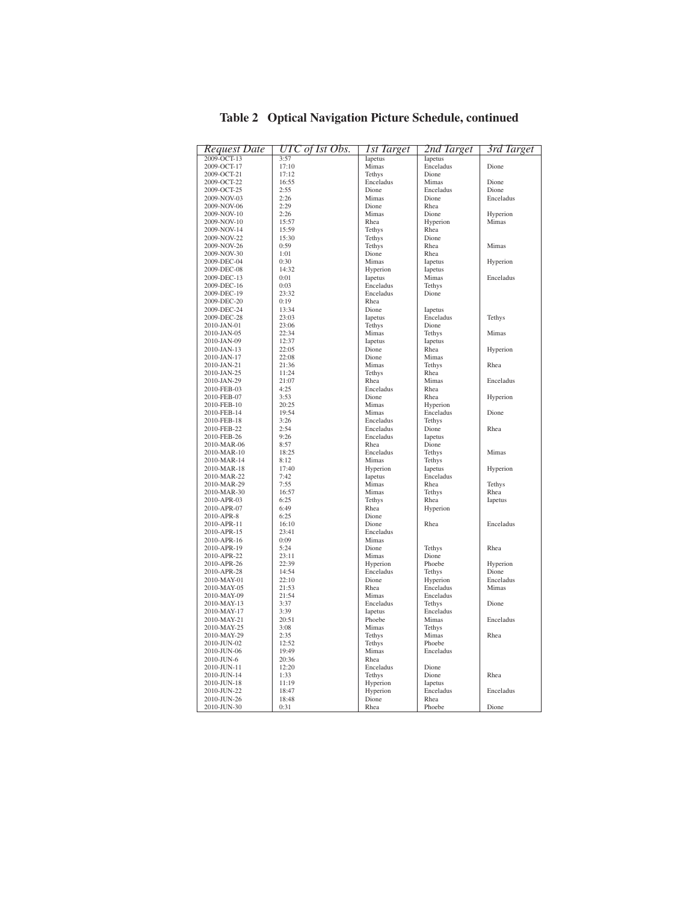**Table 2 Optical Navigation Picture Schedule, continued**

| *Request Date* | *UTC of 1st Obs.* | *1st Target* | *2nd Target* | *3rd Target* |
|---|---|---|---|---|
| 2009-OCT-13 | 3:57 | Iapetus | Iapetus | |
| 2009-OCT-17 | 17:10 | Mimas | Enceladus | Dione |
| 2009-OCT-21 | 17:12 | Tethys | Dione | |
| 2009-OCT-22 | 16:55 | Enceladus | Mimas | Dione |
| 2009-OCT-25 | 2:55 | Dione | Enceladus | Dione |
| 2009-NOV-03 | 2:26 | Mimas | Dione | Enceladus |
| 2009-NOV-06 | 2:29 | Dione | Rhea | |
| 2009-NOV-10 | 2:26 | Mimas | Dione | Hyperion |
| 2009-NOV-10 | 15:57 | Rhea | Hyperion | Mimas |
| 2009-NOV-14 | 15:59 | Tethys | Rhea | |
| 2009-NOV-22 | 15:30 | Tethys | Dione | |
| 2009-NOV-26 | 0:59 | Tethys | Rhea | Mimas |
| 2009-NOV-30 | 1:01 | Dione | Rhea | |
| 2009-DEC-04 | 0:30 | Mimas | Iapetus | Hyperion |
| 2009-DEC-08 | 14:32 | Hyperion | Iapetus | |
| 2009-DEC-13 | 0:01 | Iapetus | Mimas | Enceladus |
| 2009-DEC-16 | 0:03 | Enceladus | Tethys | |
| 2009-DEC-19 | 23:32 | Enceladus | Dione | |
| 2009-DEC-20 | 0:19 | Rhea | | |
| 2009-DEC-24 | 13:34 | Dione | Iapetus | |
| 2009-DEC-28 | 23:03 | Iapetus | Enceladus | Tethys |
| 2010-JAN-01 | 23:06 | Tethys | Dione | |
| 2010-JAN-05 | 22:34 | Mimas | Tethys | Mimas |
| 2010-JAN-09 | 12:37 | Iapetus | Iapetus | |
| 2010-JAN-13 | 22:05 | Dione | Rhea | Hyperion |
| 2010-JAN-17 | 22:08 | Dione | Mimas | |
| 2010-JAN-21 | 21:36 | Mimas | Tethys | Rhea |
| 2010-JAN-25 | 11:24 | Tethys | Rhea | |
| 2010-JAN-29 | 21:07 | Rhea | Mimas | Enceladus |
| 2010-FEB-03 | 4:25 | Enceladus | Rhea | |
| 2010-FEB-07 | 3:53 | Dione | Rhea | Hyperion |
| 2010-FEB-10 | 20:25 | Mimas | Hyperion | |
| 2010-FEB-14 | 19:54 | Mimas | Enceladus | Dione |
| 2010-FEB-18 | 3:26 | Enceladus | Tethys | |
| 2010-FEB-22 | 2:54 | Enceladus | Dione | Rhea |
| 2010-FEB-26 | 9:26 | Enceladus | Iapetus | |
| 2010-MAR-06 | 8:57 | Rhea | Dione | |
| 2010-MAR-10 | 18:25 | Enceladus | Tethys | Mimas |
| 2010-MAR-14 | 8:12 | Mimas | Tethys | |
| 2010-MAR-18 | 17:40 | Hyperion | Iapetus | Hyperion |
| 2010-MAR-22 | 7:42 | Iapetus | Enceladus | |
| 2010-MAR-29 | 7:55 | Mimas | Rhea | Tethys |
| 2010-MAR-30 | 16:57 | Mimas | Tethys | Rhea |
| 2010-APR-03 | 6:25 | Tethys | Rhea | Iapetus |
| 2010-APR-07 | 6:49 | Rhea | Hyperion | |
| 2010-APR-8 | 6:25 | Dione | | |
| 2010-APR-11 | 16:10 | Dione | Rhea | Enceladus |
| 2010-APR-15 | 23:41 | Enceladus | | |
| 2010-APR-16 | 0:09 | Mimas | | |
| 2010-APR-19 | 5:24 | Dione | Tethys | Rhea |
| 2010-APR-22 | 23:11 | Mimas | Dione | |
| 2010-APR-26 | 22:39 | Hyperion | Phoebe | Hyperion |
| 2010-APR-28 | 14:54 | Enceladus | Tethys | Dione |
| 2010-MAY-01 | 22:10 | Dione | Hyperion | Enceladus |
| 2010-MAY-05 | 21:53 | Rhea | Enceladus | Mimas |
| 2010-MAY-09 | 21:54 | Mimas | Enceladus | |
| 2010-MAY-13 | 3:37 | Enceladus | Tethys | Dione |
| 2010-MAY-17 | 3:39 | Iapetus | Enceladus | |
| 2010-MAY-21 | 20:51 | Phoebe | Mimas | Enceladus |
| 2010-MAY-25 | 3:08 | Mimas | Tethys | |
| 2010-MAY-29 | 2:35 | Tethys | Mimas | Rhea |
| 2010-JUN-02 | 12:52 | Tethys | Phoebe | |
| 2010-JUN-06 | 19:49 | Mimas | Enceladus | |
| 2010-JUN-6 | 20:36 | Rhea | | |
| 2010-JUN-11 | 12:20 | Enceladus | Dione | |
| 2010-JUN-14 | 1:33 | Tethys | Dione | Rhea |
| 2010-JUN-18 | 11:19 | Hyperion | Iapetus | |
| 2010-JUN-22 | 18:47 | Hyperion | Enceladus | Enceladus |
| 2010-JUN-26 | 18:48 | Dione | Rhea | |
| 2010-JUN-30 | 0:31 | Rhea | Phoebe | Dione |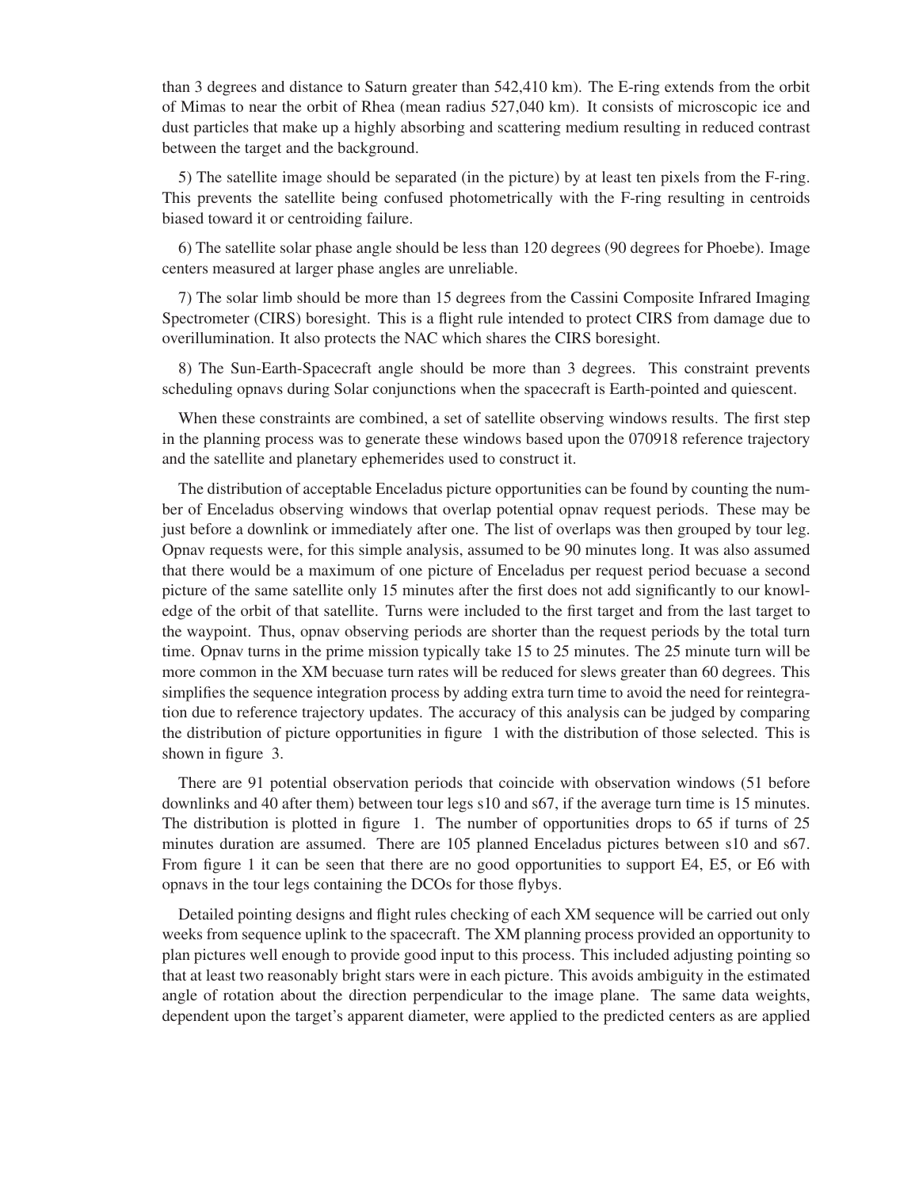than 3 degrees and distance to Saturn greater than 542,410 km). The E-ring extends from the orbit of Mimas to near the orbit of Rhea (mean radius 527,040 km). It consists of microscopic ice and dust particles that make up a highly absorbing and scattering medium resulting in reduced contrast between the target and the background.

5) The satellite image should be separated (in the picture) by at least ten pixels from the F-ring. This prevents the satellite being confused photometrically with the F-ring resulting in centroids biased toward it or centroiding failure.

6) The satellite solar phase angle should be less than 120 degrees (90 degrees for Phoebe). Image centers measured at larger phase angles are unreliable.

7) The solar limb should be more than 15 degrees from the Cassini Composite Infrared Imaging Spectrometer (CIRS) boresight. This is a flight rule intended to protect CIRS from damage due to overillumination. It also protects the NAC which shares the CIRS boresight.

8) The Sun-Earth-Spacecraft angle should be more than 3 degrees. This constraint prevents scheduling opnavs during Solar conjunctions when the spacecraft is Earth-pointed and quiescent.

When these constraints are combined, a set of satellite observing windows results. The first step in the planning process was to generate these windows based upon the 070918 reference trajectory and the satellite and planetary ephemerides used to construct it.

The distribution of acceptable Enceladus picture opportunities can be found by counting the number of Enceladus observing windows that overlap potential opnav request periods. These may be just before a downlink or immediately after one. The list of overlaps was then grouped by tour leg. Opnav requests were, for this simple analysis, assumed to be 90 minutes long. It was also assumed that there would be a maximum of one picture of Enceladus per request period becuase a second picture of the same satellite only 15 minutes after the first does not add significantly to our knowledge of the orbit of that satellite. Turns were included to the first target and from the last target to the waypoint. Thus, opnav observing periods are shorter than the request periods by the total turn time. Opnav turns in the prime mission typically take 15 to 25 minutes. The 25 minute turn will be more common in the XM becuase turn rates will be reduced for slews greater than 60 degrees. This simplifies the sequence integration process by adding extra turn time to avoid the need for reintegration due to reference trajectory updates. The accuracy of this analysis can be judged by comparing the distribution of picture opportunities in figure 1 with the distribution of those selected. This is shown in figure 3.

There are 91 potential observation periods that coincide with observation windows (51 before downlinks and 40 after them) between tour legs s10 and s67, if the average turn time is 15 minutes. The distribution is plotted in figure 1. The number of opportunities drops to 65 if turns of 25 minutes duration are assumed. There are 105 planned Enceladus pictures between s10 and s67. From figure 1 it can be seen that there are no good opportunities to support E4, E5, or E6 with opnavs in the tour legs containing the DCOs for those flybys.

Detailed pointing designs and flight rules checking of each XM sequence will be carried out only weeks from sequence uplink to the spacecraft. The XM planning process provided an opportunity to plan pictures well enough to provide good input to this process. This included adjusting pointing so that at least two reasonably bright stars were in each picture. This avoids ambiguity in the estimated angle of rotation about the direction perpendicular to the image plane. The same data weights, dependent upon the target's apparent diameter, were applied to the predicted centers as are applied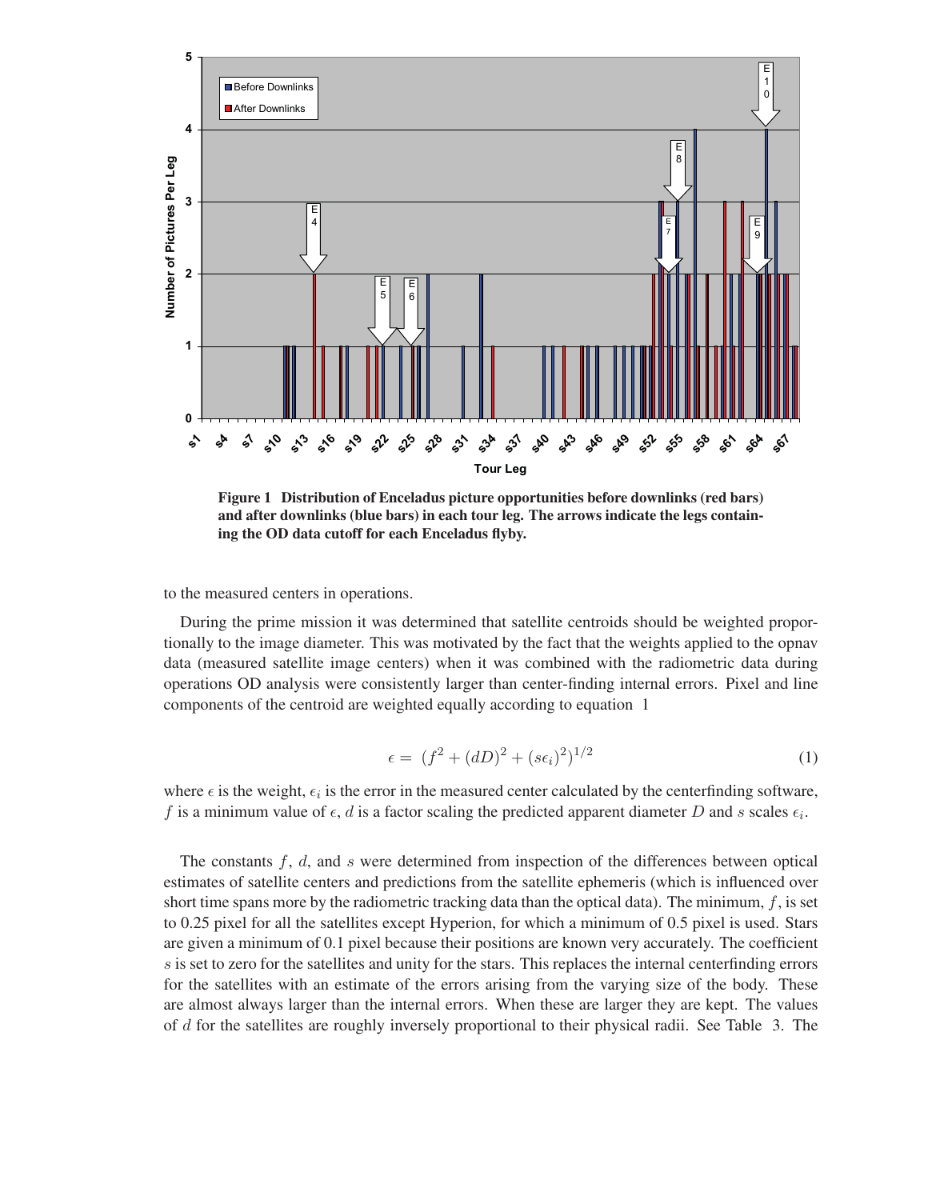Figure 1 Distribution of Enceladus picture opportunities before downlinks (red bars) and after downlinks (blue bars) in each tour leg. The arrows indicate the legs containing the OD data cutoff for each Enceladus flyby.

to the measured centers in operations.

During the prime mission it was determined that satellite centroids should be weighted proportionally to the image diameter. This was motivated by the fact that the weights applied to the opnav data (measured satellite image centers) when it was combined with the radiometric data during operations OD analysis were consistently larger than center-finding internal errors. Pixel and line components of the centroid are weighted equally according to equation 1

$$\epsilon = (f^2 + (dD)^2 + (s\epsilon_i)^2)^{1/2} \tag{1}$$

where $\epsilon$ is the weight, $\epsilon_i$ is the error in the measured center calculated by the centerfinding software, $f$ is a minimum value of $\epsilon$, $d$ is a factor scaling the predicted apparent diameter $D$ and $s$ scales $\epsilon_i$.

The constants $f$, $d$, and $s$ were determined from inspection of the differences between optical estimates of satellite centers and predictions from the satellite ephemeris (which is influenced over short time spans more by the radiometric tracking data than the optical data). The minimum, $f$, is set to 0.25 pixel for all the satellites except Hyperion, for which a minimum of 0.5 pixel is used. Stars are given a minimum of 0.1 pixel because their positions are known very accurately. The coefficient $s$ is set to zero for the satellites and unity for the stars. This replaces the internal centerfinding errors for the satellites with an estimate of the errors arising from the varying size of the body. These are almost always larger than the internal errors. When these are larger they are kept. The values of $d$ for the satellites are roughly inversely proportional to their physical radii. See Table 3. The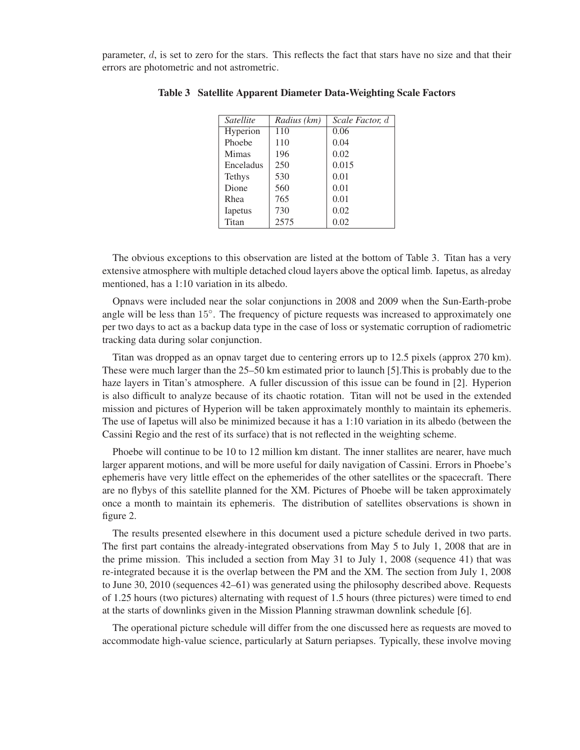parameter, $d$, is set to zero for the stars. This reflects the fact that stars have no size and that their errors are photometric and not astrometric.

**Table 3 Satellite Apparent Diameter Data-Weighting Scale Factors**

| *Satellite* | *Radius (km)* | *Scale Factor, $d$* |
|---|---|---|
| Hyperion | 110 | 0.06 |
| Phoebe | 110 | 0.04 |
| Mimas | 196 | 0.02 |
| Enceladus | 250 | 0.015 |
| Tethys | 530 | 0.01 |
| Dione | 560 | 0.01 |
| Rhea | 765 | 0.01 |
| Iapetus | 730 | 0.02 |
| Titan | 2575 | 0.02 |

The obvious exceptions to this observation are listed at the bottom of Table 3. Titan has a very extensive atmosphere with multiple detached cloud layers above the optical limb. Iapetus, as alreday mentioned, has a 1:10 variation in its albedo.

Opnavs were included near the solar conjunctions in 2008 and 2009 when the Sun-Earth-probe angle will be less than $15^{\circ}$. The frequency of picture requests was increased to approximately one per two days to act as a backup data type in the case of loss or systematic corruption of radiometric tracking data during solar conjunction.

Titan was dropped as an opnav target due to centering errors up to 12.5 pixels (approx 270 km). These were much larger than the 25–50 km estimated prior to launch [5].This is probably due to the haze layers in Titan's atmosphere. A fuller discussion of this issue can be found in [2]. Hyperion is also difficult to analyze because of its chaotic rotation. Titan will not be used in the extended mission and pictures of Hyperion will be taken approximately monthly to maintain its ephemeris. The use of Iapetus will also be minimized because it has a 1:10 variation in its albedo (between the Cassini Regio and the rest of its surface) that is not reflected in the weighting scheme.

Phoebe will continue to be 10 to 12 million km distant. The inner stallites are nearer, have much larger apparent motions, and will be more useful for daily navigation of Cassini. Errors in Phoebe's ephemeris have very little effect on the ephemerides of the other satellites or the spacecraft. There are no flybys of this satellite planned for the XM. Pictures of Phoebe will be taken approximately once a month to maintain its ephemeris. The distribution of satellites observations is shown in figure 2.

The results presented elsewhere in this document used a picture schedule derived in two parts. The first part contains the already-integrated observations from May 5 to July 1, 2008 that are in the prime mission. This included a section from May 31 to July 1, 2008 (sequence 41) that was re-integrated because it is the overlap between the PM and the XM. The section from July 1, 2008 to June 30, 2010 (sequences 42–61) was generated using the philosophy described above. Requests of 1.25 hours (two pictures) alternating with request of 1.5 hours (three pictures) were timed to end at the starts of downlinks given in the Mission Planning strawman downlink schedule [6].

The operational picture schedule will differ from the one discussed here as requests are moved to accommodate high-value science, particularly at Saturn periapses. Typically, these involve moving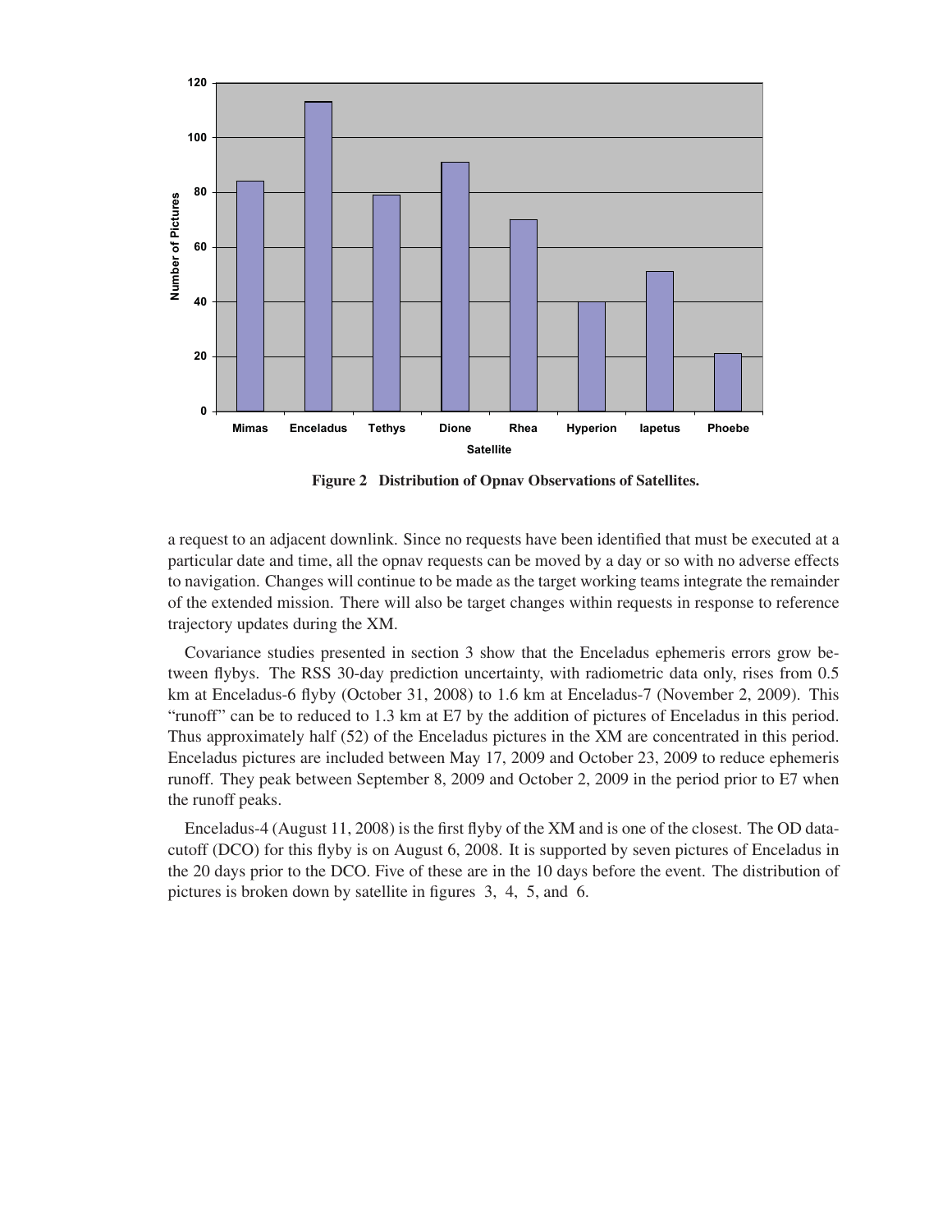**Figure 2   Distribution of Opnav Observations of Satellites.**

a request to an adjacent downlink. Since no requests have been identified that must be executed at a particular date and time, all the opnav requests can be moved by a day or so with no adverse effects to navigation. Changes will continue to be made as the target working teams integrate the remainder of the extended mission. There will also be target changes within requests in response to reference trajectory updates during the XM.

Covariance studies presented in section 3 show that the Enceladus ephemeris errors grow between flybys. The RSS 30-day prediction uncertainty, with radiometric data only, rises from 0.5 km at Enceladus-6 flyby (October 31, 2008) to 1.6 km at Enceladus-7 (November 2, 2009). This "runoff" can be to reduced to 1.3 km at E7 by the addition of pictures of Enceladus in this period. Thus approximately half (52) of the Enceladus pictures in the XM are concentrated in this period. Enceladus pictures are included between May 17, 2009 and October 23, 2009 to reduce ephemeris runoff. They peak between September 8, 2009 and October 2, 2009 in the period prior to E7 when the runoff peaks.

Enceladus-4 (August 11, 2008) is the first flyby of the XM and is one of the closest. The OD data-cutoff (DCO) for this flyby is on August 6, 2008. It is supported by seven pictures of Enceladus in the 20 days prior to the DCO. Five of these are in the 10 days before the event. The distribution of pictures is broken down by satellite in figures 3, 4, 5, and 6.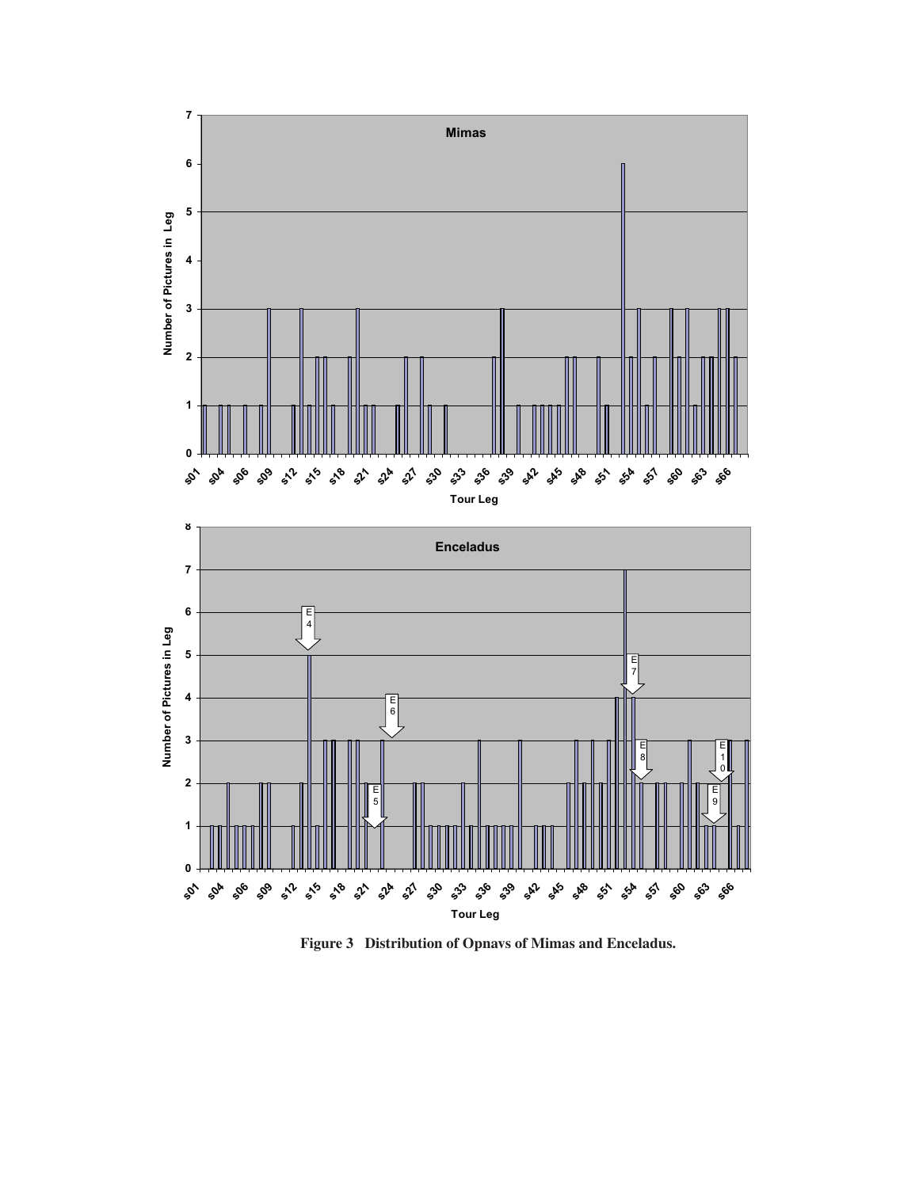**Figure 3 Distribution of Opnavs of Mimas and Enceladus.**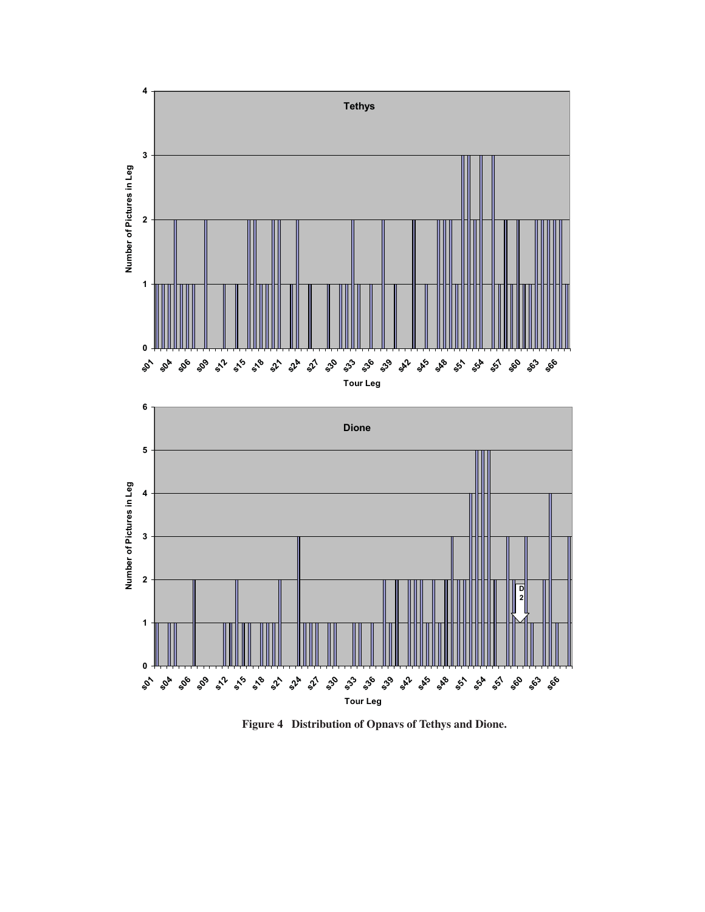**Figure 4 Distribution of Opnavs of Tethys and Dione.**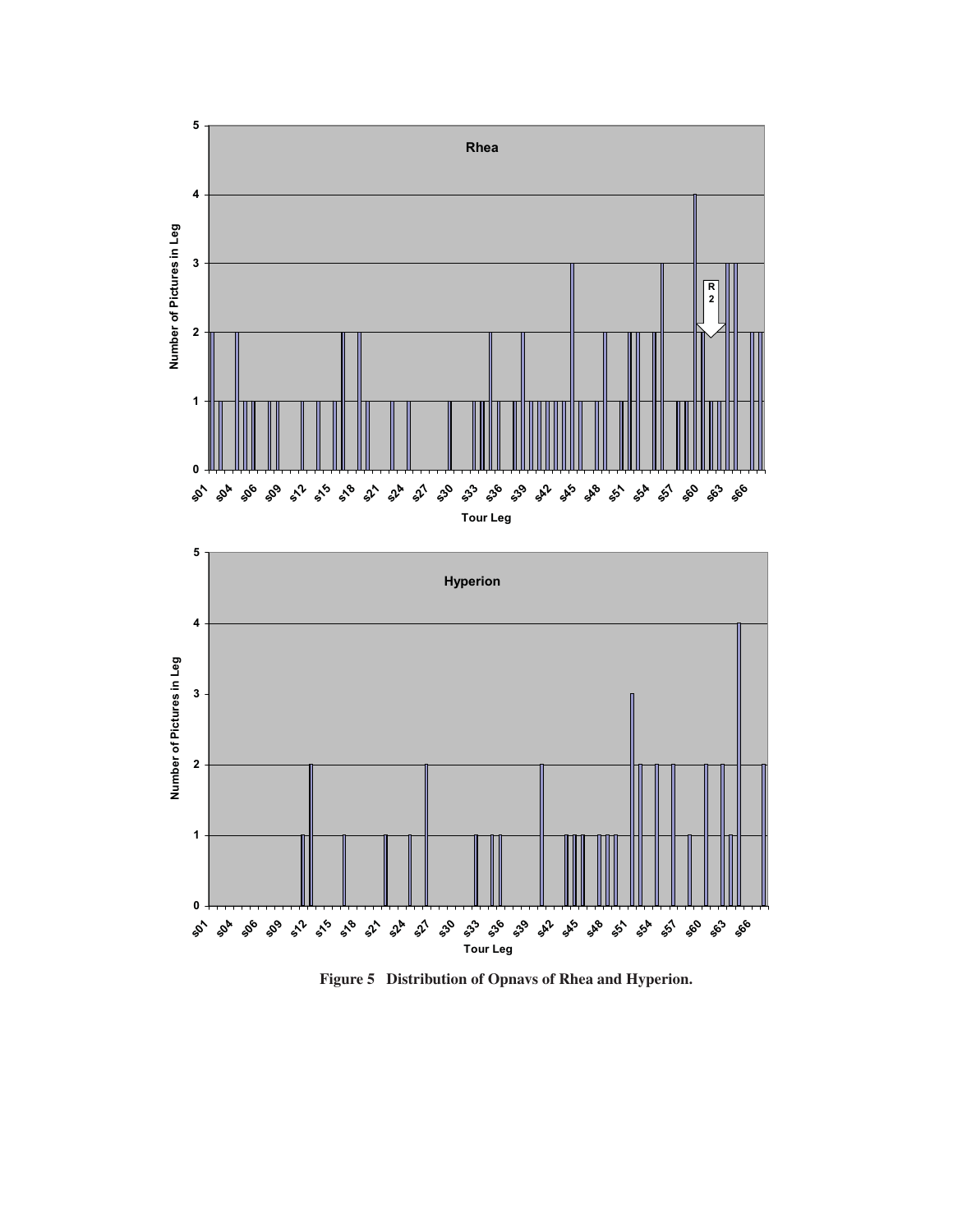**Figure 5 Distribution of Opnavs of Rhea and Hyperion.**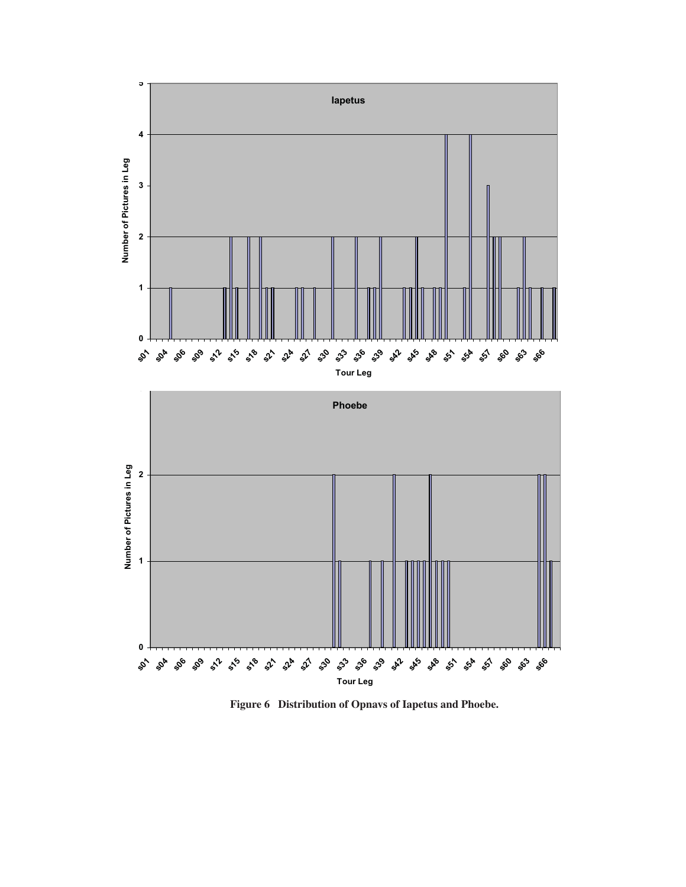**Figure 6 Distribution of Opnavs of Iapetus and Phoebe.**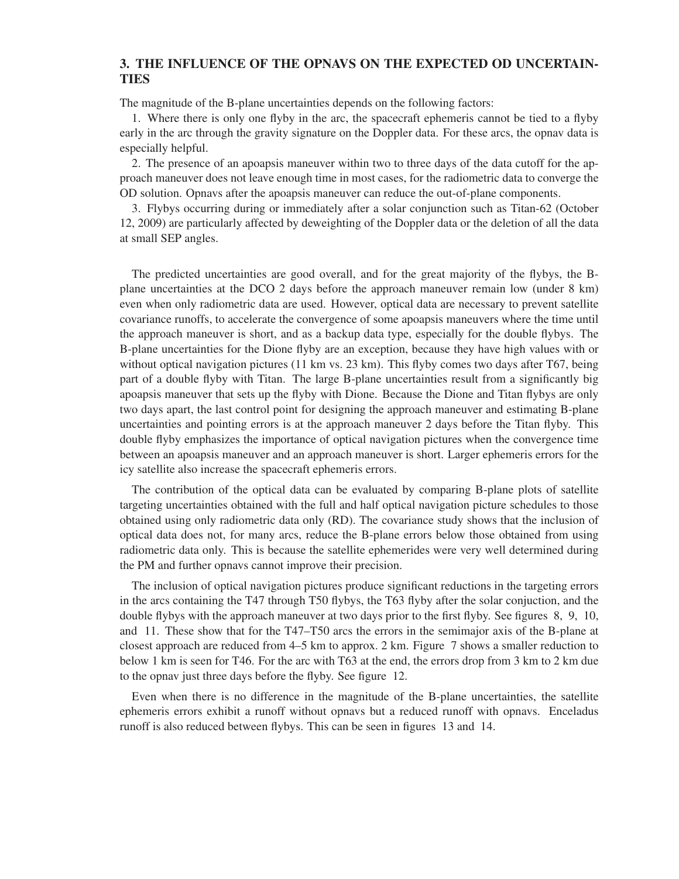## 3. THE INFLUENCE OF THE OPNAVS ON THE EXPECTED OD UNCERTAINTIES

The magnitude of the B-plane uncertainties depends on the following factors:

1. Where there is only one flyby in the arc, the spacecraft ephemeris cannot be tied to a flyby early in the arc through the gravity signature on the Doppler data. For these arcs, the opnav data is especially helpful.

2. The presence of an apoapsis maneuver within two to three days of the data cutoff for the approach maneuver does not leave enough time in most cases, for the radiometric data to converge the OD solution. Opnavs after the apoapsis maneuver can reduce the out-of-plane components.

3. Flybys occurring during or immediately after a solar conjunction such as Titan-62 (October 12, 2009) are particularly affected by deweighting of the Doppler data or the deletion of all the data at small SEP angles.

The predicted uncertainties are good overall, and for the great majority of the flybys, the B-plane uncertainties at the DCO 2 days before the approach maneuver remain low (under 8 km) even when only radiometric data are used. However, optical data are necessary to prevent satellite covariance runoffs, to accelerate the convergence of some apoapsis maneuvers where the time until the approach maneuver is short, and as a backup data type, especially for the double flybys. The B-plane uncertainties for the Dione flyby are an exception, because they have high values with or without optical navigation pictures (11 km vs. 23 km). This flyby comes two days after T67, being part of a double flyby with Titan. The large B-plane uncertainties result from a significantly big apoapsis maneuver that sets up the flyby with Dione. Because the Dione and Titan flybys are only two days apart, the last control point for designing the approach maneuver and estimating B-plane uncertainties and pointing errors is at the approach maneuver 2 days before the Titan flyby. This double flyby emphasizes the importance of optical navigation pictures when the convergence time between an apoapsis maneuver and an approach maneuver is short. Larger ephemeris errors for the icy satellite also increase the spacecraft ephemeris errors.

The contribution of the optical data can be evaluated by comparing B-plane plots of satellite targeting uncertainties obtained with the full and half optical navigation picture schedules to those obtained using only radiometric data only (RD). The covariance study shows that the inclusion of optical data does not, for many arcs, reduce the B-plane errors below those obtained from using radiometric data only. This is because the satellite ephemerides were very well determined during the PM and further opnavs cannot improve their precision.

The inclusion of optical navigation pictures produce significant reductions in the targeting errors in the arcs containing the T47 through T50 flybys, the T63 flyby after the solar conjuction, and the double flybys with the approach maneuver at two days prior to the first flyby. See figures 8, 9, 10, and 11. These show that for the T47–T50 arcs the errors in the semimajor axis of the B-plane at closest approach are reduced from 4–5 km to approx. 2 km. Figure 7 shows a smaller reduction to below 1 km is seen for T46. For the arc with T63 at the end, the errors drop from 3 km to 2 km due to the opnav just three days before the flyby. See figure 12.

Even when there is no difference in the magnitude of the B-plane uncertainties, the satellite ephemeris errors exhibit a runoff without opnavs but a reduced runoff with opnavs. Enceladus runoff is also reduced between flybys. This can be seen in figures 13 and 14.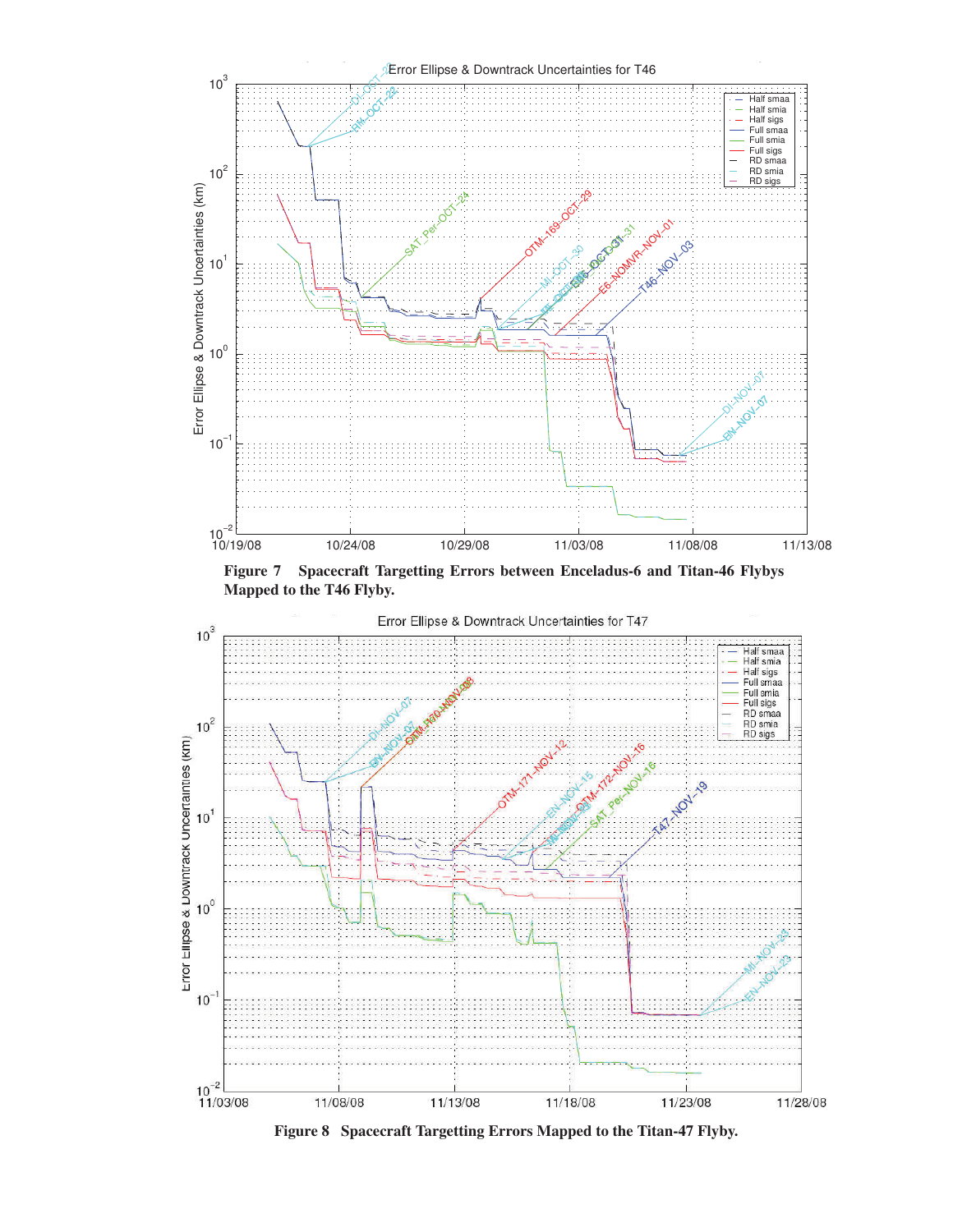Figure 7 Spacecraft Targetting Errors between Enceladus-6 and Titan-46 Flybys Mapped to the T46 Flyby.

Figure 8 Spacecraft Targetting Errors Mapped to the Titan-47 Flyby.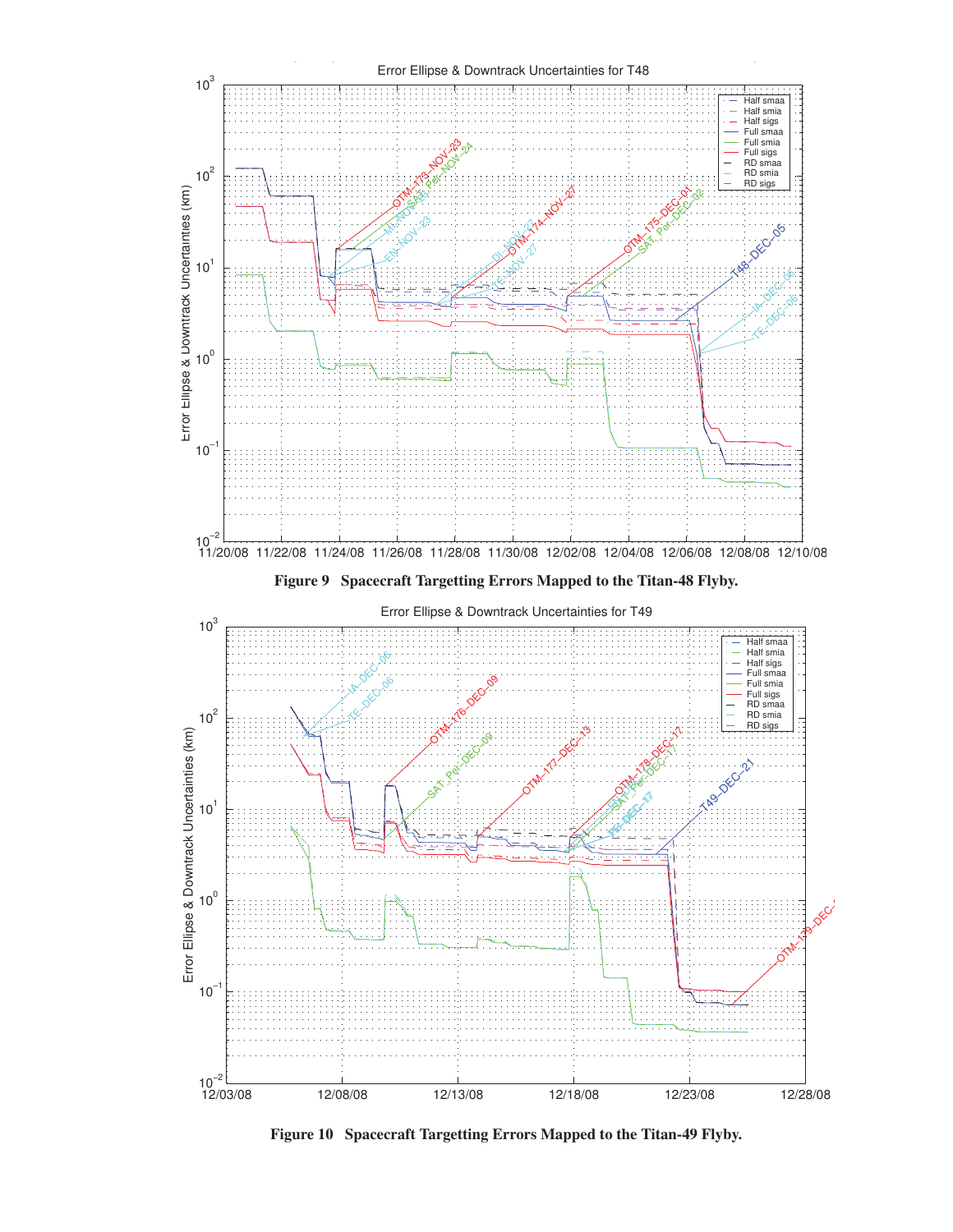Figure 9   Spacecraft Targetting Errors Mapped to the Titan-48 Flyby.

Figure 10   Spacecraft Targetting Errors Mapped to the Titan-49 Flyby.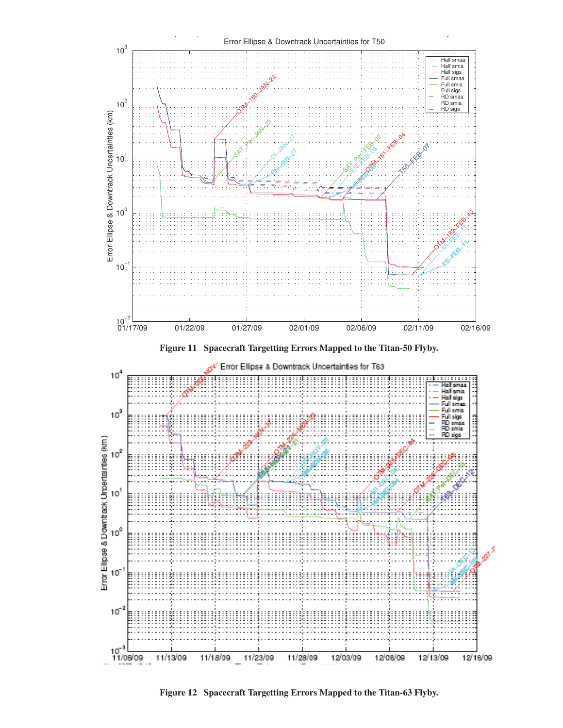Figure 11 Spacecraft Targetting Errors Mapped to the Titan-50 Flyby.

Figure 12 Spacecraft Targetting Errors Mapped to the Titan-63 Flyby.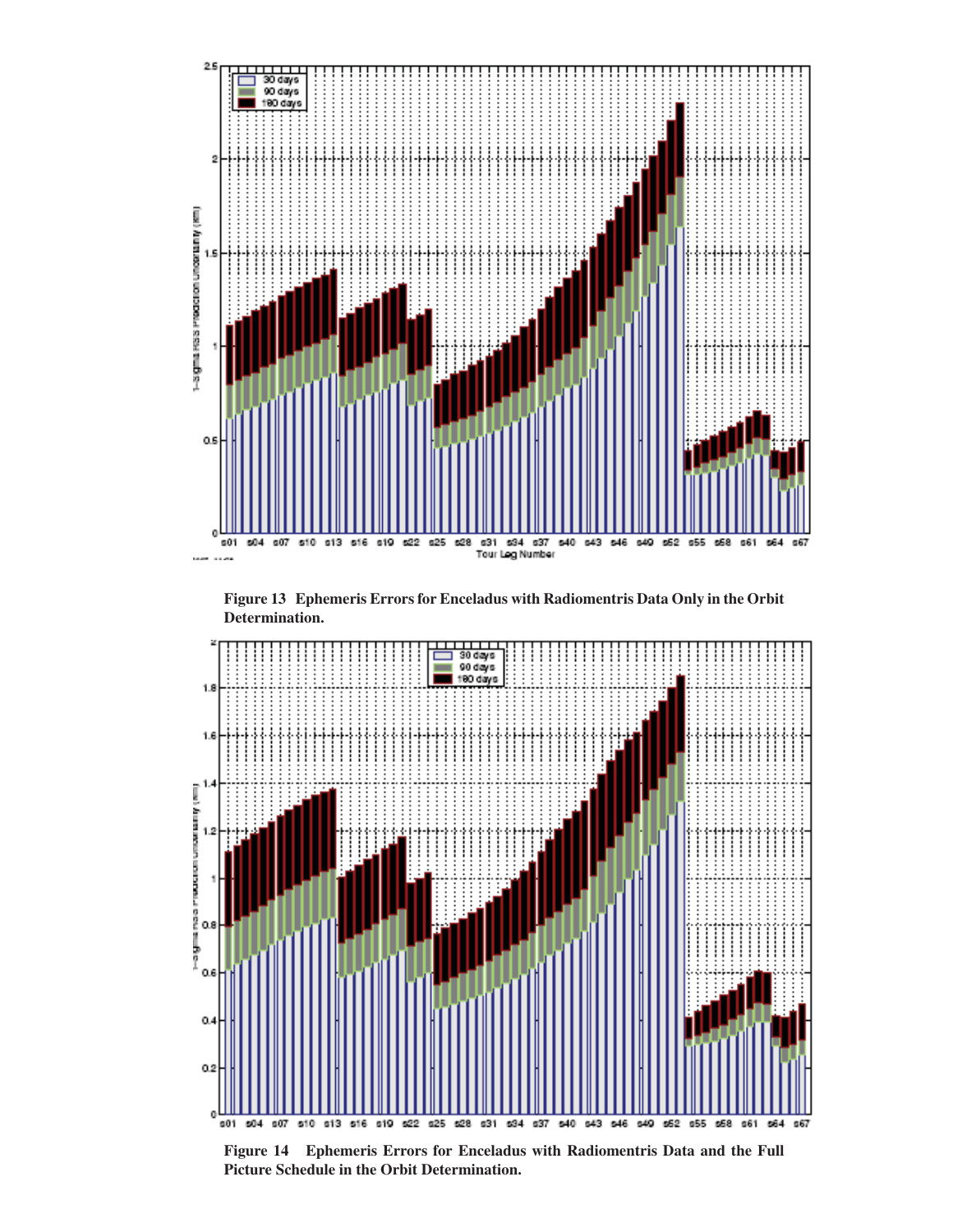**Figure 13 Ephemeris Errors for Enceladus with Radiomentris Data Only in the Orbit Determination.**

**Figure 14 Ephemeris Errors for Enceladus with Radiomentris Data and the Full Picture Schedule in the Orbit Determination.**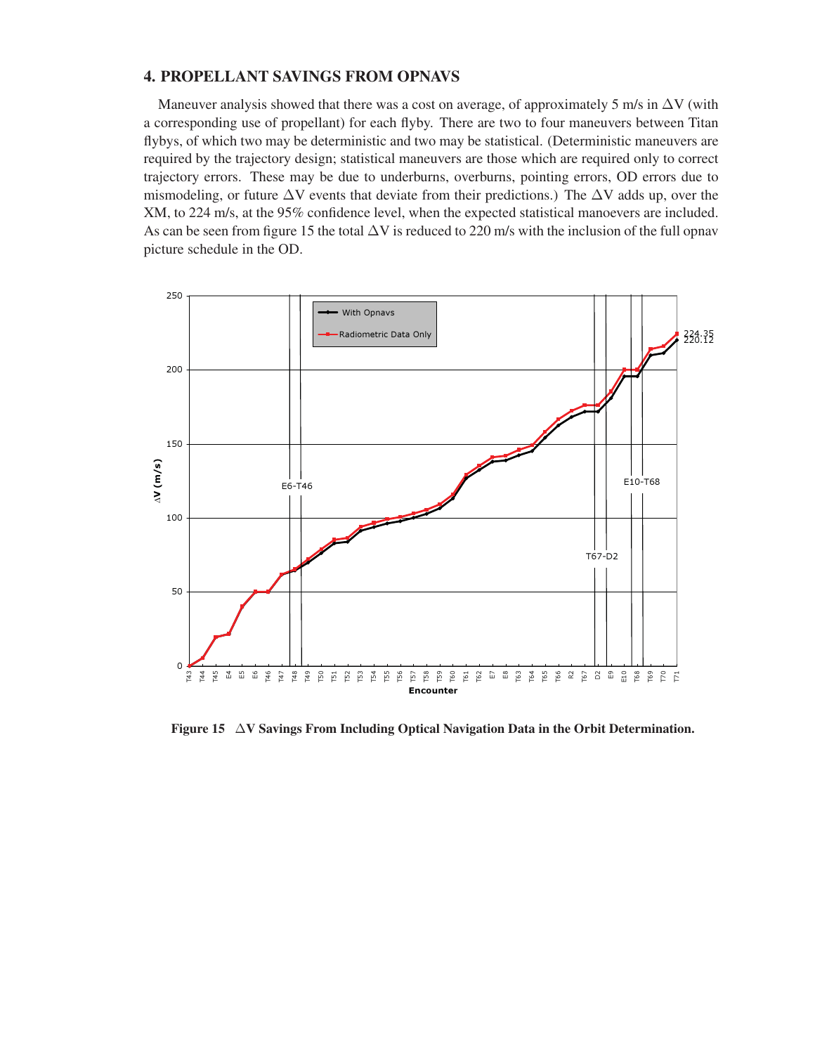## 4. PROPELLANT SAVINGS FROM OPNAVS

Maneuver analysis showed that there was a cost on average, of approximately 5 m/s in $\Delta$V (with a corresponding use of propellant) for each flyby. There are two to four maneuvers between Titan flybys, of which two may be deterministic and two may be statistical. (Deterministic maneuvers are required by the trajectory design; statistical maneuvers are those which are required only to correct trajectory errors. These may be due to underburns, overburns, pointing errors, OD errors due to mismodeling, or future $\Delta$V events that deviate from their predictions.) The $\Delta$V adds up, over the XM, to 224 m/s, at the 95% confidence level, when the expected statistical manoevers are included. As can be seen from figure 15 the total $\Delta$V is reduced to 220 m/s with the inclusion of the full opnav picture schedule in the OD.

**Figure 15 $\Delta$V Savings From Including Optical Navigation Data in the Orbit Determination.**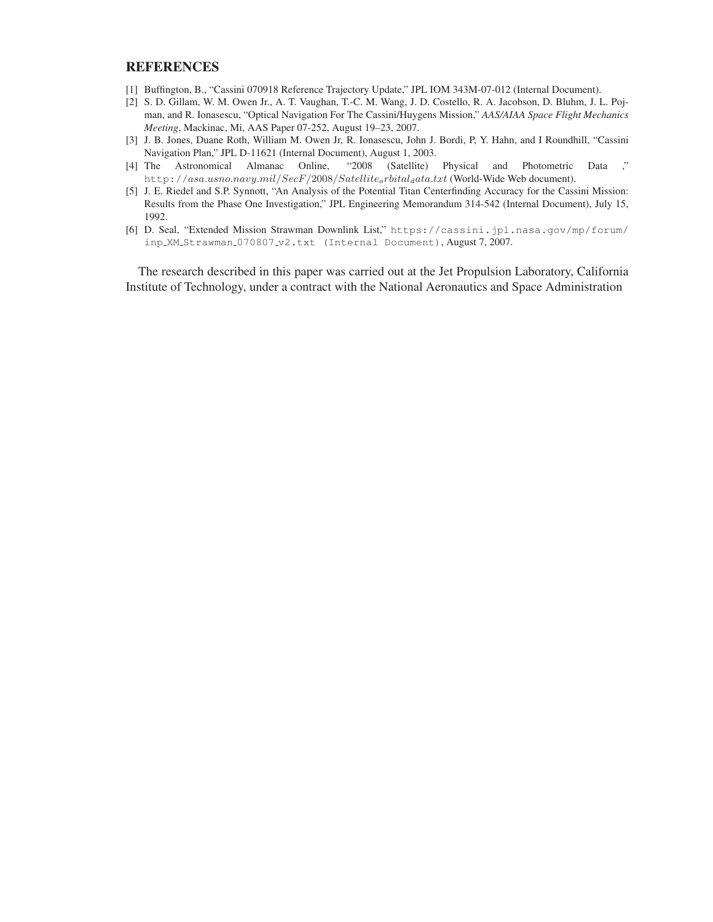## REFERENCES

[1] Buffington, B., "Cassini 070918 Reference Trajectory Update," JPL IOM 343M-07-012 (Internal Document).

[2] S. D. Gillam, W. M. Owen Jr., A. T. Vaughan, T.-C. M. Wang, J. D. Costello, R. A. Jacobson, D. Bluhm, J. L. Pojman, and R. Ionasescu, "Optical Navigation For The Cassini/Huygens Mission," *AAS/AIAA Space Flight Mechanics Meeting*, Mackinac, Mi, AAS Paper 07-252, August 19–23, 2007.

[3] J. B. Jones, Duane Roth, William M. Owen Jr, R. Ionasescu, John J. Bordi, P, Y. Hahn, and I Roundhill, "Cassini Navigation Plan," JPL D-11621 (Internal Document), August 1, 2003.

[4] The Astronomical Almanac Online, "2008 (Satellite) Physical and Photometric Data ," http://asa.usno.navy.mil/SecF/2008/Satellite_orbital_data.txt (World-Wide Web document).

[5] J. E. Riedel and S.P. Synnott, "An Analysis of the Potential Titan Centerfinding Accuracy for the Cassini Mission: Results from the Phase One Investigation," JPL Engineering Memorandum 314-542 (Internal Document), July 15, 1992.

[6] D. Seal, "Extended Mission Strawman Downlink List," https://cassini.jpl.nasa.gov/mp/forum/inp_XM_Strawman_070807_v2.txt (Internal Document), August 7, 2007.

The research described in this paper was carried out at the Jet Propulsion Laboratory, California Institute of Technology, under a contract with the National Aeronautics and Space Administration